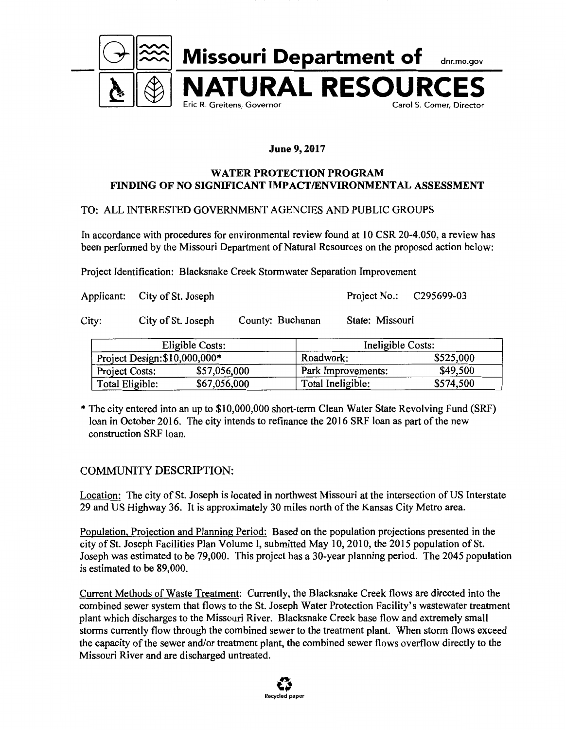# Missouri Department of NATURAL RESOURCES

dnr.mo.gov

Eric R. Greitens, Governor — Carol S. Comer, Director

**June 9, 2017**

**WATER PROTECTION PROGRAM**
**FINDING OF NO SIGNIFICANT IMPACT/ENVIRONMENTAL ASSESSMENT**

TO: ALL INTERESTED GOVERNMENT AGENCIES AND PUBLIC GROUPS

In accordance with procedures for environmental review found at 10 CSR 20-4.050, a review has been performed by the Missouri Department of Natural Resources on the proposed action below:

Project Identification: Blacksnake Creek Stormwater Separation Improvement

Applicant: City of St. Joseph — Project No.: C295699-03

City: City of St. Joseph — County: Buchanan — State: Missouri

| Eligible Costs: | | Ineligible Costs: | |
|---|---|---|---|
| Project Design: $10,000,000* | | Roadwork: | $525,000 |
| Project Costs: | $57,056,000 | Park Improvements: | $49,500 |
| Total Eligible: | $67,056,000 | Total Ineligible: | $574,500 |

\* The city entered into an up to $10,000,000 short-term Clean Water State Revolving Fund (SRF) loan in October 2016. The city intends to refinance the 2016 SRF loan as part of the new construction SRF loan.

## COMMUNITY DESCRIPTION:

Location: The city of St. Joseph is located in northwest Missouri at the intersection of US Interstate 29 and US Highway 36. It is approximately 30 miles north of the Kansas City Metro area.

Population, Projection and Planning Period: Based on the population projections presented in the city of St. Joseph Facilities Plan Volume I, submitted May 10, 2010, the 2015 population of St. Joseph was estimated to be 79,000. This project has a 30-year planning period. The 2045 population is estimated to be 89,000.

Current Methods of Waste Treatment: Currently, the Blacksnake Creek flows are directed into the combined sewer system that flows to the St. Joseph Water Protection Facility's wastewater treatment plant which discharges to the Missouri River. Blacksnake Creek base flow and extremely small storms currently flow through the combined sewer to the treatment plant. When storm flows exceed the capacity of the sewer and/or treatment plant, the combined sewer flows overflow directly to the Missouri River and are discharged untreated.

Recycled paper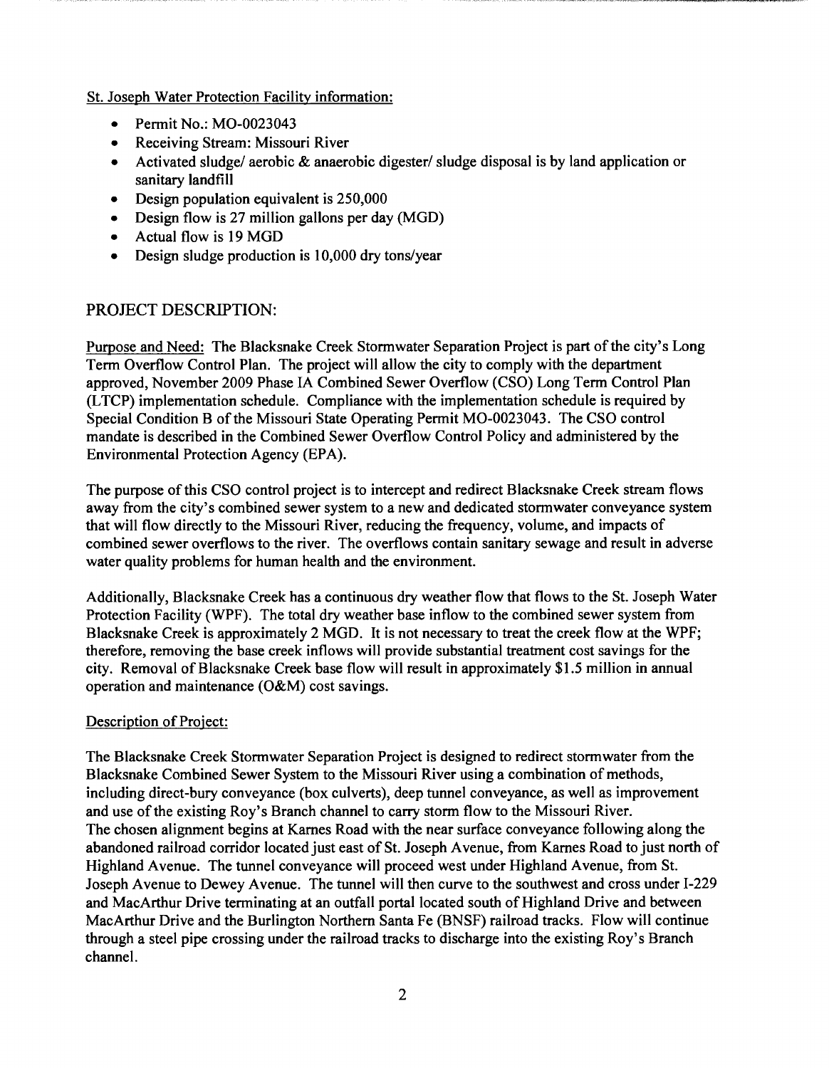St. Joseph Water Protection Facility information:

- Permit No.: MO-0023043
- Receiving Stream: Missouri River
- Activated sludge/ aerobic & anaerobic digester/ sludge disposal is by land application or sanitary landfill
- Design population equivalent is 250,000
- Design flow is 27 million gallons per day (MGD)
- Actual flow is 19 MGD
- Design sludge production is 10,000 dry tons/year

## PROJECT DESCRIPTION:

Purpose and Need: The Blacksnake Creek Stormwater Separation Project is part of the city's Long Term Overflow Control Plan. The project will allow the city to comply with the department approved, November 2009 Phase IA Combined Sewer Overflow (CSO) Long Term Control Plan (LTCP) implementation schedule. Compliance with the implementation schedule is required by Special Condition B of the Missouri State Operating Permit MO-0023043. The CSO control mandate is described in the Combined Sewer Overflow Control Policy and administered by the Environmental Protection Agency (EPA).

The purpose of this CSO control project is to intercept and redirect Blacksnake Creek stream flows away from the city's combined sewer system to a new and dedicated stormwater conveyance system that will flow directly to the Missouri River, reducing the frequency, volume, and impacts of combined sewer overflows to the river. The overflows contain sanitary sewage and result in adverse water quality problems for human health and the environment.

Additionally, Blacksnake Creek has a continuous dry weather flow that flows to the St. Joseph Water Protection Facility (WPF). The total dry weather base inflow to the combined sewer system from Blacksnake Creek is approximately 2 MGD. It is not necessary to treat the creek flow at the WPF; therefore, removing the base creek inflows will provide substantial treatment cost savings for the city. Removal of Blacksnake Creek base flow will result in approximately $1.5 million in annual operation and maintenance (O&M) cost savings.

Description of Project:

The Blacksnake Creek Stormwater Separation Project is designed to redirect stormwater from the Blacksnake Combined Sewer System to the Missouri River using a combination of methods, including direct-bury conveyance (box culverts), deep tunnel conveyance, as well as improvement and use of the existing Roy's Branch channel to carry storm flow to the Missouri River.
The chosen alignment begins at Karnes Road with the near surface conveyance following along the abandoned railroad corridor located just east of St. Joseph Avenue, from Karnes Road to just north of Highland Avenue. The tunnel conveyance will proceed west under Highland Avenue, from St. Joseph Avenue to Dewey Avenue. The tunnel will then curve to the southwest and cross under I-229 and MacArthur Drive terminating at an outfall portal located south of Highland Drive and between MacArthur Drive and the Burlington Northern Santa Fe (BNSF) railroad tracks. Flow will continue through a steel pipe crossing under the railroad tracks to discharge into the existing Roy's Branch channel.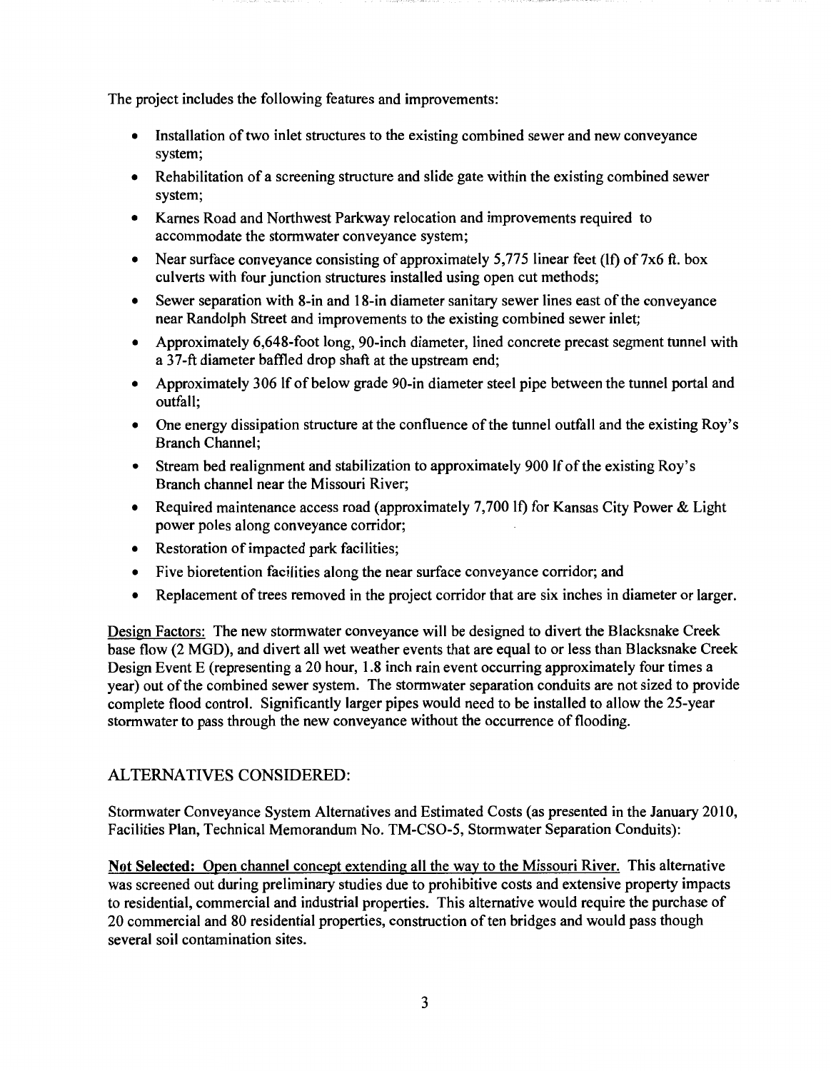The project includes the following features and improvements:

- Installation of two inlet structures to the existing combined sewer and new conveyance system;
- Rehabilitation of a screening structure and slide gate within the existing combined sewer system;
- Karnes Road and Northwest Parkway relocation and improvements required to accommodate the stormwater conveyance system;
- Near surface conveyance consisting of approximately 5,775 linear feet (lf) of 7x6 ft. box culverts with four junction structures installed using open cut methods;
- Sewer separation with 8-in and 18-in diameter sanitary sewer lines east of the conveyance near Randolph Street and improvements to the existing combined sewer inlet;
- Approximately 6,648-foot long, 90-inch diameter, lined concrete precast segment tunnel with a 37-ft diameter baffled drop shaft at the upstream end;
- Approximately 306 lf of below grade 90-in diameter steel pipe between the tunnel portal and outfall;
- One energy dissipation structure at the confluence of the tunnel outfall and the existing Roy's Branch Channel;
- Stream bed realignment and stabilization to approximately 900 lf of the existing Roy's Branch channel near the Missouri River;
- Required maintenance access road (approximately 7,700 lf) for Kansas City Power & Light power poles along conveyance corridor;
- Restoration of impacted park facilities;
- Five bioretention facilities along the near surface conveyance corridor; and
- Replacement of trees removed in the project corridor that are six inches in diameter or larger.

<u>Design Factors:</u> The new stormwater conveyance will be designed to divert the Blacksnake Creek base flow (2 MGD), and divert all wet weather events that are equal to or less than Blacksnake Creek Design Event E (representing a 20 hour, 1.8 inch rain event occurring approximately four times a year) out of the combined sewer system. The stormwater separation conduits are not sized to provide complete flood control. Significantly larger pipes would need to be installed to allow the 25-year stormwater to pass through the new conveyance without the occurrence of flooding.

## ALTERNATIVES CONSIDERED:

Stormwater Conveyance System Alternatives and Estimated Costs (as presented in the January 2010, Facilities Plan, Technical Memorandum No. TM-CSO-5, Stormwater Separation Conduits):

**<u>Not Selected: Open channel concept extending all the way to the Missouri River.</u>** This alternative was screened out during preliminary studies due to prohibitive costs and extensive property impacts to residential, commercial and industrial properties. This alternative would require the purchase of 20 commercial and 80 residential properties, construction of ten bridges and would pass though several soil contamination sites.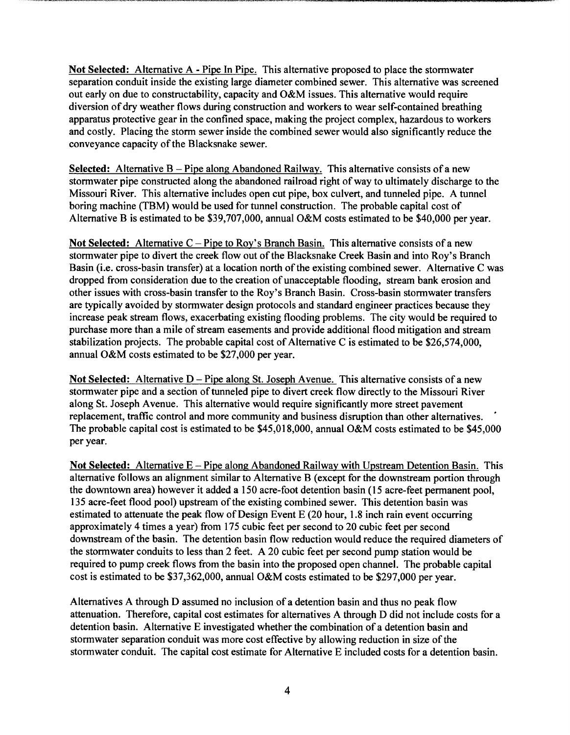**Not Selected:** Alternative A - Pipe In Pipe. This alternative proposed to place the stormwater separation conduit inside the existing large diameter combined sewer. This alternative was screened out early on due to constructability, capacity and O&M issues. This alternative would require diversion of dry weather flows during construction and workers to wear self-contained breathing apparatus protective gear in the confined space, making the project complex, hazardous to workers and costly. Placing the storm sewer inside the combined sewer would also significantly reduce the conveyance capacity of the Blacksnake sewer.

**Selected:** Alternative B – Pipe along Abandoned Railway. This alternative consists of a new stormwater pipe constructed along the abandoned railroad right of way to ultimately discharge to the Missouri River. This alternative includes open cut pipe, box culvert, and tunneled pipe. A tunnel boring machine (TBM) would be used for tunnel construction. The probable capital cost of Alternative B is estimated to be $39,707,000, annual O&M costs estimated to be $40,000 per year.

**Not Selected:** Alternative C – Pipe to Roy's Branch Basin. This alternative consists of a new stormwater pipe to divert the creek flow out of the Blacksnake Creek Basin and into Roy's Branch Basin (i.e. cross-basin transfer) at a location north of the existing combined sewer. Alternative C was dropped from consideration due to the creation of unacceptable flooding, stream bank erosion and other issues with cross-basin transfer to the Roy's Branch Basin. Cross-basin stormwater transfers are typically avoided by stormwater design protocols and standard engineer practices because they increase peak stream flows, exacerbating existing flooding problems. The city would be required to purchase more than a mile of stream easements and provide additional flood mitigation and stream stabilization projects. The probable capital cost of Alternative C is estimated to be $26,574,000, annual O&M costs estimated to be $27,000 per year.

**Not Selected:** Alternative D – Pipe along St. Joseph Avenue. This alternative consists of a new stormwater pipe and a section of tunneled pipe to divert creek flow directly to the Missouri River along St. Joseph Avenue. This alternative would require significantly more street pavement replacement, traffic control and more community and business disruption than other alternatives. The probable capital cost is estimated to be $45,018,000, annual O&M costs estimated to be $45,000 per year.

**Not Selected:** Alternative E – Pipe along Abandoned Railway with Upstream Detention Basin. This alternative follows an alignment similar to Alternative B (except for the downstream portion through the downtown area) however it added a 150 acre-foot detention basin (15 acre-feet permanent pool, 135 acre-feet flood pool) upstream of the existing combined sewer. This detention basin was estimated to attenuate the peak flow of Design Event E (20 hour, 1.8 inch rain event occurring approximately 4 times a year) from 175 cubic feet per second to 20 cubic feet per second downstream of the basin. The detention basin flow reduction would reduce the required diameters of the stormwater conduits to less than 2 feet. A 20 cubic feet per second pump station would be required to pump creek flows from the basin into the proposed open channel. The probable capital cost is estimated to be $37,362,000, annual O&M costs estimated to be $297,000 per year.

Alternatives A through D assumed no inclusion of a detention basin and thus no peak flow attenuation. Therefore, capital cost estimates for alternatives A through D did not include costs for a detention basin. Alternative E investigated whether the combination of a detention basin and stormwater separation conduit was more cost effective by allowing reduction in size of the stormwater conduit. The capital cost estimate for Alternative E included costs for a detention basin.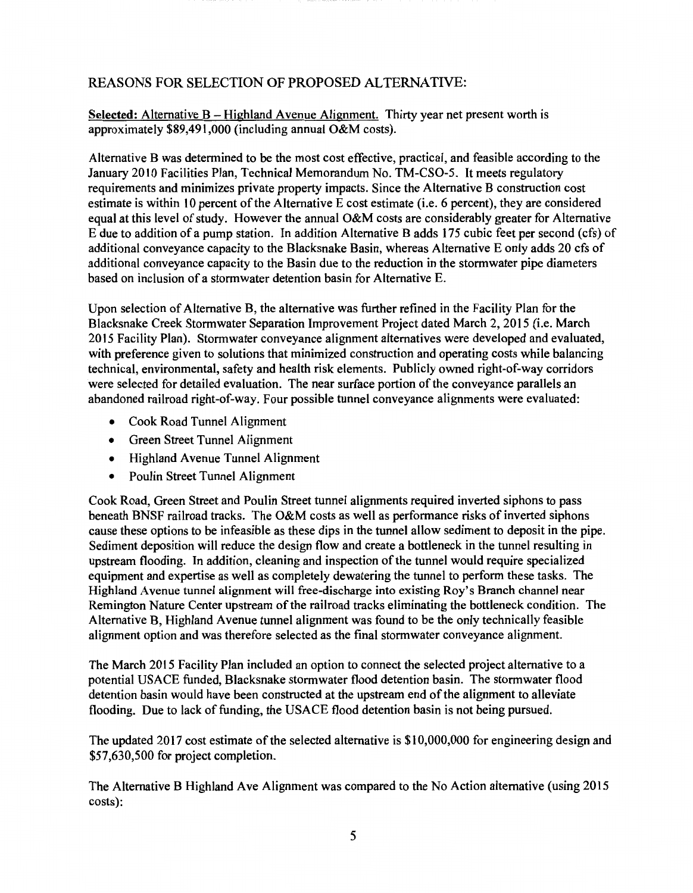## REASONS FOR SELECTION OF PROPOSED ALTERNATIVE:

**Selected:** Alternative B – Highland Avenue Alignment. Thirty year net present worth is approximately $89,491,000 (including annual O&M costs).

Alternative B was determined to be the most cost effective, practical, and feasible according to the January 2010 Facilities Plan, Technical Memorandum No. TM-CSO-5. It meets regulatory requirements and minimizes private property impacts. Since the Alternative B construction cost estimate is within 10 percent of the Alternative E cost estimate (i.e. 6 percent), they are considered equal at this level of study. However the annual O&M costs are considerably greater for Alternative E due to addition of a pump station. In addition Alternative B adds 175 cubic feet per second (cfs) of additional conveyance capacity to the Blacksnake Basin, whereas Alternative E only adds 20 cfs of additional conveyance capacity to the Basin due to the reduction in the stormwater pipe diameters based on inclusion of a stormwater detention basin for Alternative E.

Upon selection of Alternative B, the alternative was further refined in the Facility Plan for the Blacksnake Creek Stormwater Separation Improvement Project dated March 2, 2015 (i.e. March 2015 Facility Plan). Stormwater conveyance alignment alternatives were developed and evaluated, with preference given to solutions that minimized construction and operating costs while balancing technical, environmental, safety and health risk elements. Publicly owned right-of-way corridors were selected for detailed evaluation. The near surface portion of the conveyance parallels an abandoned railroad right-of-way. Four possible tunnel conveyance alignments were evaluated:

- Cook Road Tunnel Alignment
- Green Street Tunnel Alignment
- Highland Avenue Tunnel Alignment
- Poulin Street Tunnel Alignment

Cook Road, Green Street and Poulin Street tunnel alignments required inverted siphons to pass beneath BNSF railroad tracks. The O&M costs as well as performance risks of inverted siphons cause these options to be infeasible as these dips in the tunnel allow sediment to deposit in the pipe. Sediment deposition will reduce the design flow and create a bottleneck in the tunnel resulting in upstream flooding. In addition, cleaning and inspection of the tunnel would require specialized equipment and expertise as well as completely dewatering the tunnel to perform these tasks. The Highland Avenue tunnel alignment will free-discharge into existing Roy's Branch channel near Remington Nature Center upstream of the railroad tracks eliminating the bottleneck condition. The Alternative B, Highland Avenue tunnel alignment was found to be the only technically feasible alignment option and was therefore selected as the final stormwater conveyance alignment.

The March 2015 Facility Plan included an option to connect the selected project alternative to a potential USACE funded, Blacksnake stormwater flood detention basin. The stormwater flood detention basin would have been constructed at the upstream end of the alignment to alleviate flooding. Due to lack of funding, the USACE flood detention basin is not being pursued.

The updated 2017 cost estimate of the selected alternative is $10,000,000 for engineering design and $57,630,500 for project completion.

The Alternative B Highland Ave Alignment was compared to the No Action alternative (using 2015 costs):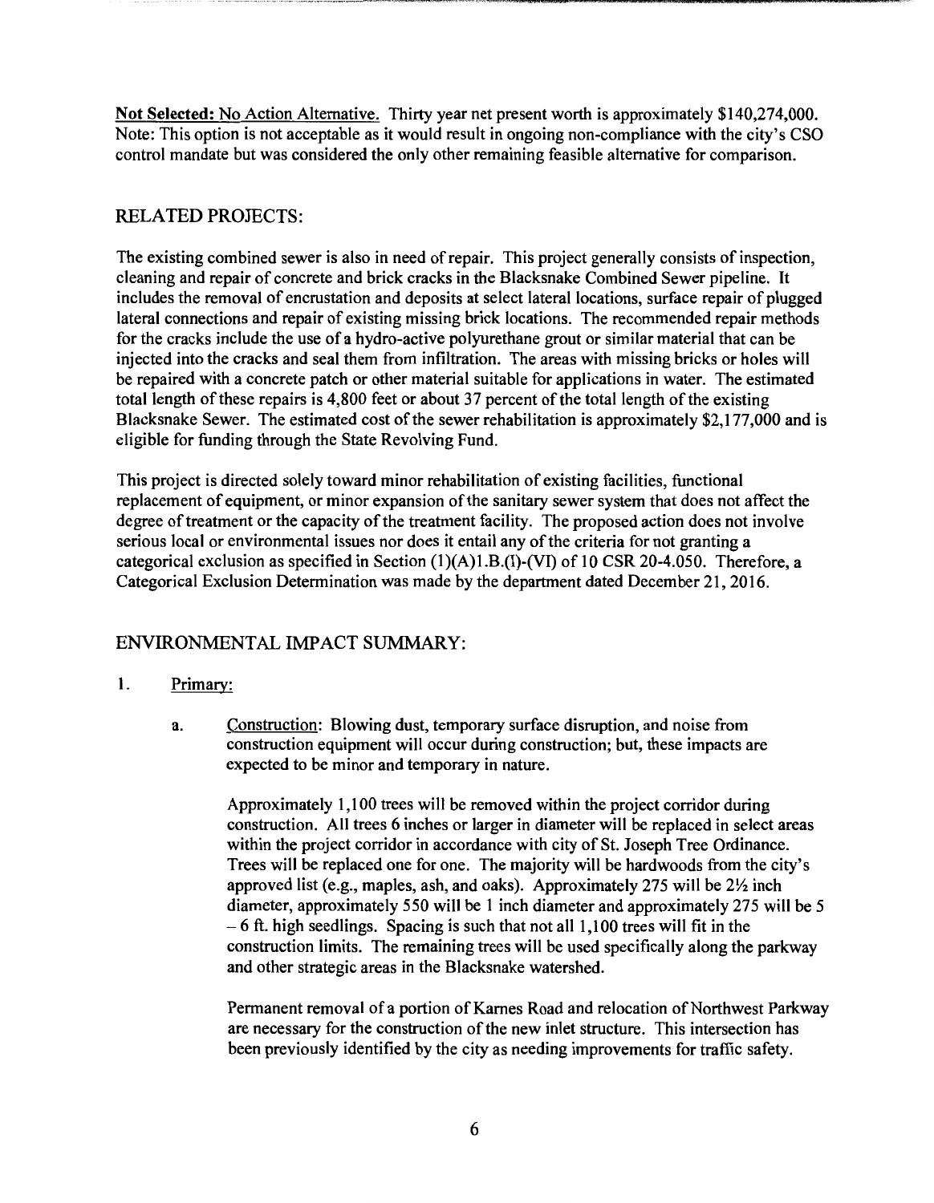**Not Selected:** No Action Alternative. Thirty year net present worth is approximately $140,274,000. Note: This option is not acceptable as it would result in ongoing non-compliance with the city's CSO control mandate but was considered the only other remaining feasible alternative for comparison.

## RELATED PROJECTS:

The existing combined sewer is also in need of repair. This project generally consists of inspection, cleaning and repair of concrete and brick cracks in the Blacksnake Combined Sewer pipeline. It includes the removal of encrustation and deposits at select lateral locations, surface repair of plugged lateral connections and repair of existing missing brick locations. The recommended repair methods for the cracks include the use of a hydro-active polyurethane grout or similar material that can be injected into the cracks and seal them from infiltration. The areas with missing bricks or holes will be repaired with a concrete patch or other material suitable for applications in water. The estimated total length of these repairs is 4,800 feet or about 37 percent of the total length of the existing Blacksnake Sewer. The estimated cost of the sewer rehabilitation is approximately $2,177,000 and is eligible for funding through the State Revolving Fund.

This project is directed solely toward minor rehabilitation of existing facilities, functional replacement of equipment, or minor expansion of the sanitary sewer system that does not affect the degree of treatment or the capacity of the treatment facility. The proposed action does not involve serious local or environmental issues nor does it entail any of the criteria for not granting a categorical exclusion as specified in Section (1)(A)1.B.(I)-(VI) of 10 CSR 20-4.050. Therefore, a Categorical Exclusion Determination was made by the department dated December 21, 2016.

## ENVIRONMENTAL IMPACT SUMMARY:

1. Primary:

   a. Construction: Blowing dust, temporary surface disruption, and noise from construction equipment will occur during construction; but, these impacts are expected to be minor and temporary in nature.

      Approximately 1,100 trees will be removed within the project corridor during construction. All trees 6 inches or larger in diameter will be replaced in select areas within the project corridor in accordance with city of St. Joseph Tree Ordinance. Trees will be replaced one for one. The majority will be hardwoods from the city's approved list (e.g., maples, ash, and oaks). Approximately 275 will be 2½ inch diameter, approximately 550 will be 1 inch diameter and approximately 275 will be 5 – 6 ft. high seedlings. Spacing is such that not all 1,100 trees will fit in the construction limits. The remaining trees will be used specifically along the parkway and other strategic areas in the Blacksnake watershed.

      Permanent removal of a portion of Karnes Road and relocation of Northwest Parkway are necessary for the construction of the new inlet structure. This intersection has been previously identified by the city as needing improvements for traffic safety.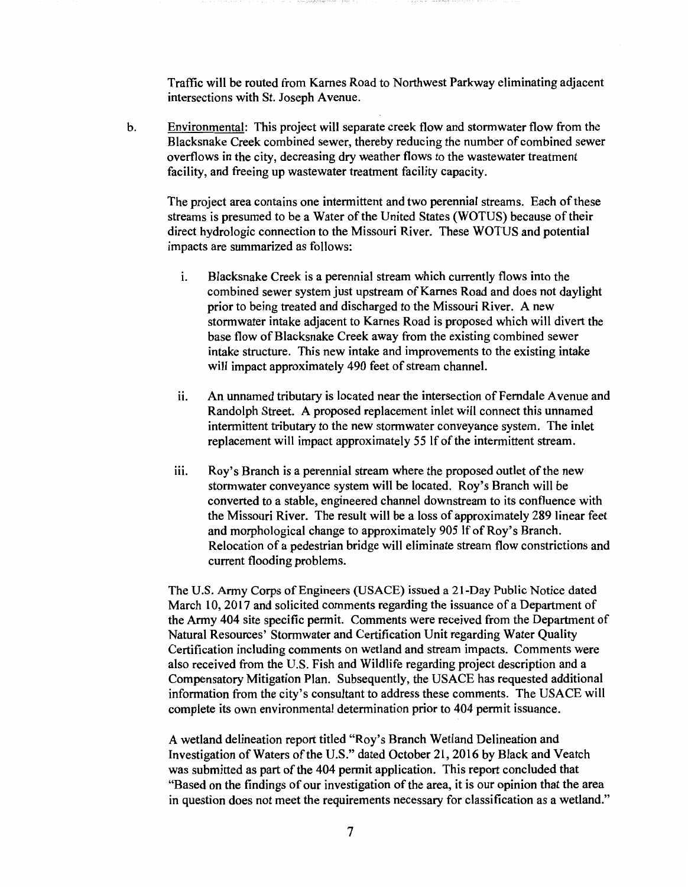Traffic will be routed from Karnes Road to Northwest Parkway eliminating adjacent intersections with St. Joseph Avenue.

b. Environmental: This project will separate creek flow and stormwater flow from the Blacksnake Creek combined sewer, thereby reducing the number of combined sewer overflows in the city, decreasing dry weather flows to the wastewater treatment facility, and freeing up wastewater treatment facility capacity.

The project area contains one intermittent and two perennial streams. Each of these streams is presumed to be a Water of the United States (WOTUS) because of their direct hydrologic connection to the Missouri River. These WOTUS and potential impacts are summarized as follows:

i. Blacksnake Creek is a perennial stream which currently flows into the combined sewer system just upstream of Karnes Road and does not daylight prior to being treated and discharged to the Missouri River. A new stormwater intake adjacent to Karnes Road is proposed which will divert the base flow of Blacksnake Creek away from the existing combined sewer intake structure. This new intake and improvements to the existing intake will impact approximately 490 feet of stream channel.

ii. An unnamed tributary is located near the intersection of Ferndale Avenue and Randolph Street. A proposed replacement inlet will connect this unnamed intermittent tributary to the new stormwater conveyance system. The inlet replacement will impact approximately 55 lf of the intermittent stream.

iii. Roy's Branch is a perennial stream where the proposed outlet of the new stormwater conveyance system will be located. Roy's Branch will be converted to a stable, engineered channel downstream to its confluence with the Missouri River. The result will be a loss of approximately 289 linear feet and morphological change to approximately 905 lf of Roy's Branch. Relocation of a pedestrian bridge will eliminate stream flow constrictions and current flooding problems.

The U.S. Army Corps of Engineers (USACE) issued a 21-Day Public Notice dated March 10, 2017 and solicited comments regarding the issuance of a Department of the Army 404 site specific permit. Comments were received from the Department of Natural Resources' Stormwater and Certification Unit regarding Water Quality Certification including comments on wetland and stream impacts. Comments were also received from the U.S. Fish and Wildlife regarding project description and a Compensatory Mitigation Plan. Subsequently, the USACE has requested additional information from the city's consultant to address these comments. The USACE will complete its own environmental determination prior to 404 permit issuance.

A wetland delineation report titled "Roy's Branch Wetland Delineation and Investigation of Waters of the U.S." dated October 21, 2016 by Black and Veatch was submitted as part of the 404 permit application. This report concluded that "Based on the findings of our investigation of the area, it is our opinion that the area in question does not meet the requirements necessary for classification as a wetland."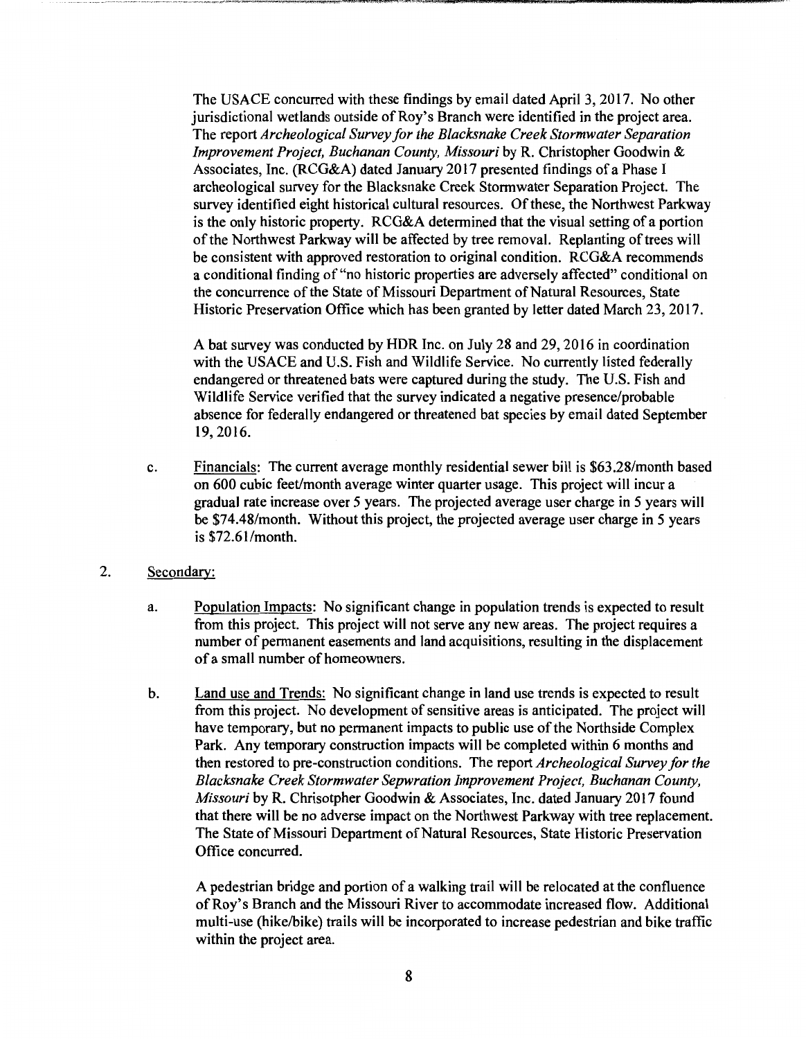The USACE concurred with these findings by email dated April 3, 2017. No other jurisdictional wetlands outside of Roy's Branch were identified in the project area. The report *Archeological Survey for the Blacksnake Creek Stormwater Separation Improvement Project, Buchanan County, Missouri* by R. Christopher Goodwin & Associates, Inc. (RCG&A) dated January 2017 presented findings of a Phase I archeological survey for the Blacksnake Creek Stormwater Separation Project. The survey identified eight historical cultural resources. Of these, the Northwest Parkway is the only historic property. RCG&A determined that the visual setting of a portion of the Northwest Parkway will be affected by tree removal. Replanting of trees will be consistent with approved restoration to original condition. RCG&A recommends a conditional finding of "no historic properties are adversely affected" conditional on the concurrence of the State of Missouri Department of Natural Resources, State Historic Preservation Office which has been granted by letter dated March 23, 2017.

A bat survey was conducted by HDR Inc. on July 28 and 29, 2016 in coordination with the USACE and U.S. Fish and Wildlife Service. No currently listed federally endangered or threatened bats were captured during the study. The U.S. Fish and Wildlife Service verified that the survey indicated a negative presence/probable absence for federally endangered or threatened bat species by email dated September 19, 2016.

c. Financials: The current average monthly residential sewer bill is $63.28/month based on 600 cubic feet/month average winter quarter usage. This project will incur a gradual rate increase over 5 years. The projected average user charge in 5 years will be $74.48/month. Without this project, the projected average user charge in 5 years is $72.61/month.

2. Secondary:

a. Population Impacts: No significant change in population trends is expected to result from this project. This project will not serve any new areas. The project requires a number of permanent easements and land acquisitions, resulting in the displacement of a small number of homeowners.

b. Land use and Trends: No significant change in land use trends is expected to result from this project. No development of sensitive areas is anticipated. The project will have temporary, but no permanent impacts to public use of the Northside Complex Park. Any temporary construction impacts will be completed within 6 months and then restored to pre-construction conditions. The report *Archeological Survey for the Blacksnake Creek Stormwater Sepwration Improvement Project, Buchanan County, Missouri* by R. Chrisotpher Goodwin & Associates, Inc. dated January 2017 found that there will be no adverse impact on the Northwest Parkway with tree replacement. The State of Missouri Department of Natural Resources, State Historic Preservation Office concurred.

A pedestrian bridge and portion of a walking trail will be relocated at the confluence of Roy's Branch and the Missouri River to accommodate increased flow. Additional multi-use (hike/bike) trails will be incorporated to increase pedestrian and bike traffic within the project area.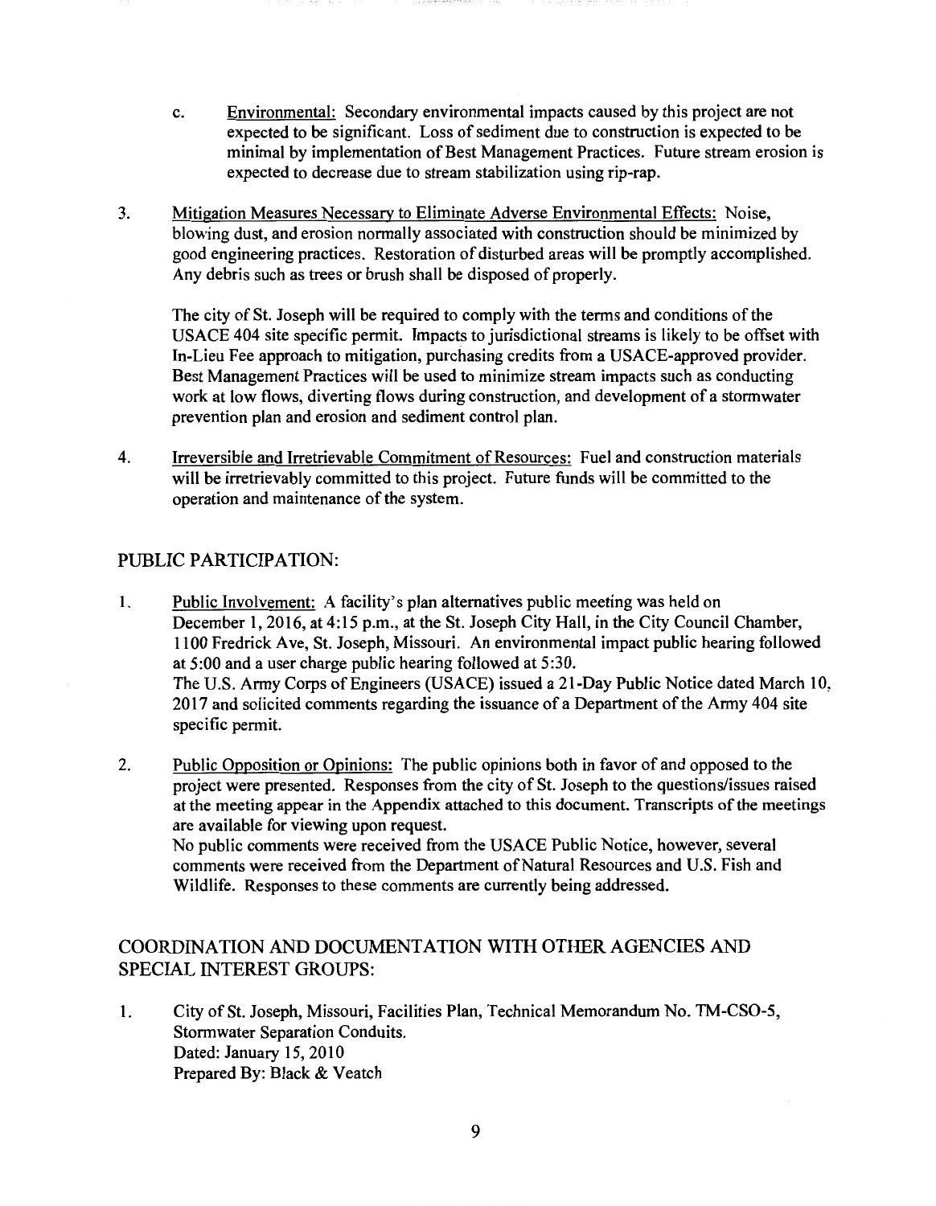c. Environmental: Secondary environmental impacts caused by this project are not expected to be significant. Loss of sediment due to construction is expected to be minimal by implementation of Best Management Practices. Future stream erosion is expected to decrease due to stream stabilization using rip-rap.

3. Mitigation Measures Necessary to Eliminate Adverse Environmental Effects: Noise, blowing dust, and erosion normally associated with construction should be minimized by good engineering practices. Restoration of disturbed areas will be promptly accomplished. Any debris such as trees or brush shall be disposed of properly.

   The city of St. Joseph will be required to comply with the terms and conditions of the USACE 404 site specific permit. Impacts to jurisdictional streams is likely to be offset with In-Lieu Fee approach to mitigation, purchasing credits from a USACE-approved provider. Best Management Practices will be used to minimize stream impacts such as conducting work at low flows, diverting flows during construction, and development of a stormwater prevention plan and erosion and sediment control plan.

4. Irreversible and Irretrievable Commitment of Resources: Fuel and construction materials will be irretrievably committed to this project. Future funds will be committed to the operation and maintenance of the system.

## PUBLIC PARTICIPATION:

1. Public Involvement: A facility's plan alternatives public meeting was held on December 1, 2016, at 4:15 p.m., at the St. Joseph City Hall, in the City Council Chamber, 1100 Fredrick Ave, St. Joseph, Missouri. An environmental impact public hearing followed at 5:00 and a user charge public hearing followed at 5:30.
   The U.S. Army Corps of Engineers (USACE) issued a 21-Day Public Notice dated March 10, 2017 and solicited comments regarding the issuance of a Department of the Army 404 site specific permit.

2. Public Opposition or Opinions: The public opinions both in favor of and opposed to the project were presented. Responses from the city of St. Joseph to the questions/issues raised at the meeting appear in the Appendix attached to this document. Transcripts of the meetings are available for viewing upon request.
   No public comments were received from the USACE Public Notice, however, several comments were received from the Department of Natural Resources and U.S. Fish and Wildlife. Responses to these comments are currently being addressed.

## COORDINATION AND DOCUMENTATION WITH OTHER AGENCIES AND SPECIAL INTEREST GROUPS:

1. City of St. Joseph, Missouri, Facilities Plan, Technical Memorandum No. TM-CSO-5, Stormwater Separation Conduits.
   Dated: January 15, 2010
   Prepared By: Black & Veatch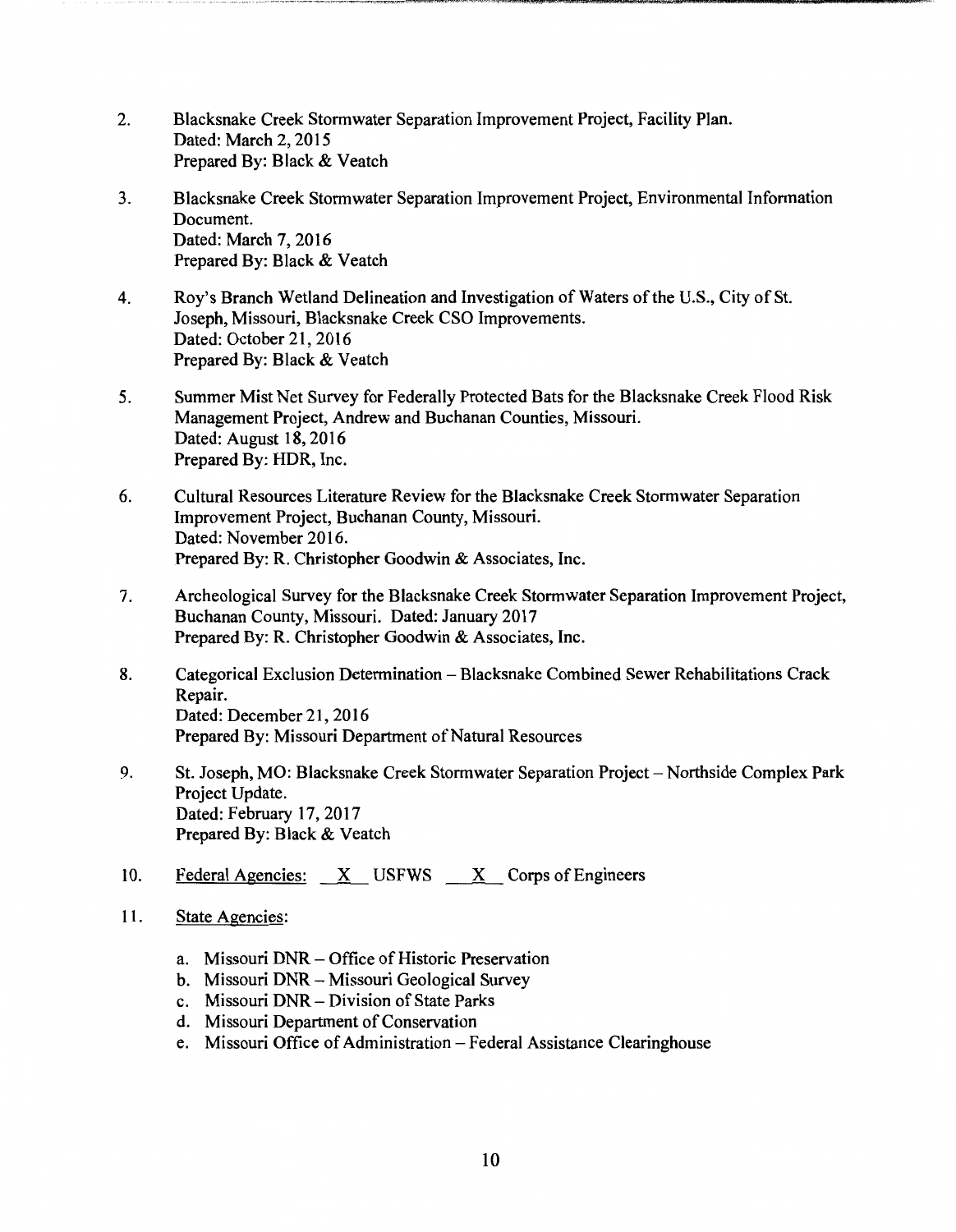2. Blacksnake Creek Stormwater Separation Improvement Project, Facility Plan.
   Dated: March 2, 2015
   Prepared By: Black & Veatch

3. Blacksnake Creek Stormwater Separation Improvement Project, Environmental Information Document.
   Dated: March 7, 2016
   Prepared By: Black & Veatch

4. Roy's Branch Wetland Delineation and Investigation of Waters of the U.S., City of St. Joseph, Missouri, Blacksnake Creek CSO Improvements.
   Dated: October 21, 2016
   Prepared By: Black & Veatch

5. Summer Mist Net Survey for Federally Protected Bats for the Blacksnake Creek Flood Risk Management Project, Andrew and Buchanan Counties, Missouri.
   Dated: August 18, 2016
   Prepared By: HDR, Inc.

6. Cultural Resources Literature Review for the Blacksnake Creek Stormwater Separation Improvement Project, Buchanan County, Missouri.
   Dated: November 2016.
   Prepared By: R. Christopher Goodwin & Associates, Inc.

7. Archeological Survey for the Blacksnake Creek Stormwater Separation Improvement Project, Buchanan County, Missouri. Dated: January 2017
   Prepared By: R. Christopher Goodwin & Associates, Inc.

8. Categorical Exclusion Determination – Blacksnake Combined Sewer Rehabilitations Crack Repair.
   Dated: December 21, 2016
   Prepared By: Missouri Department of Natural Resources

9. St. Joseph, MO: Blacksnake Creek Stormwater Separation Project – Northside Complex Park Project Update.
   Dated: February 17, 2017
   Prepared By: Black & Veatch

10. Federal Agencies: \_X\_ USFWS \_X\_ Corps of Engineers

11. State Agencies:

    a. Missouri DNR – Office of Historic Preservation
    b. Missouri DNR – Missouri Geological Survey
    c. Missouri DNR – Division of State Parks
    d. Missouri Department of Conservation
    e. Missouri Office of Administration – Federal Assistance Clearinghouse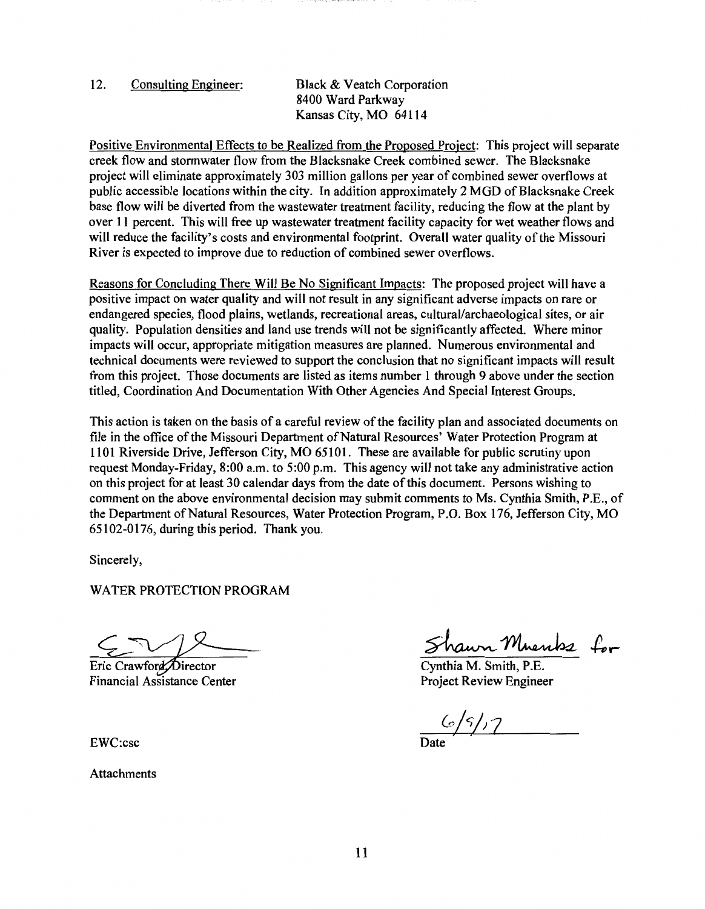12. Consulting Engineer: Black & Veatch Corporation
8400 Ward Parkway
Kansas City, MO 64114

Positive Environmental Effects to be Realized from the Proposed Project: This project will separate creek flow and stormwater flow from the Blacksnake Creek combined sewer. The Blacksnake project will eliminate approximately 303 million gallons per year of combined sewer overflows at public accessible locations within the city. In addition approximately 2 MGD of Blacksnake Creek base flow will be diverted from the wastewater treatment facility, reducing the flow at the plant by over 11 percent. This will free up wastewater treatment facility capacity for wet weather flows and will reduce the facility's costs and environmental footprint. Overall water quality of the Missouri River is expected to improve due to reduction of combined sewer overflows.

Reasons for Concluding There Will Be No Significant Impacts: The proposed project will have a positive impact on water quality and will not result in any significant adverse impacts on rare or endangered species, flood plains, wetlands, recreational areas, cultural/archaeological sites, or air quality. Population densities and land use trends will not be significantly affected. Where minor impacts will occur, appropriate mitigation measures are planned. Numerous environmental and technical documents were reviewed to support the conclusion that no significant impacts will result from this project. Those documents are listed as items number 1 through 9 above under the section titled, Coordination And Documentation With Other Agencies And Special Interest Groups.

This action is taken on the basis of a careful review of the facility plan and associated documents on file in the office of the Missouri Department of Natural Resources' Water Protection Program at 1101 Riverside Drive, Jefferson City, MO 65101. These are available for public scrutiny upon request Monday-Friday, 8:00 a.m. to 5:00 p.m. This agency will not take any administrative action on this project for at least 30 calendar days from the date of this document. Persons wishing to comment on the above environmental decision may submit comments to Ms. Cynthia Smith, P.E., of the Department of Natural Resources, Water Protection Program, P.O. Box 176, Jefferson City, MO 65102-0176, during this period. Thank you.

Sincerely,

WATER PROTECTION PROGRAM

Eric Crawford, Director
Financial Assistance Center

Shawn Muenks for
Cynthia M. Smith, P.E.
Project Review Engineer

6/9/17
Date

EWC:csc

Attachments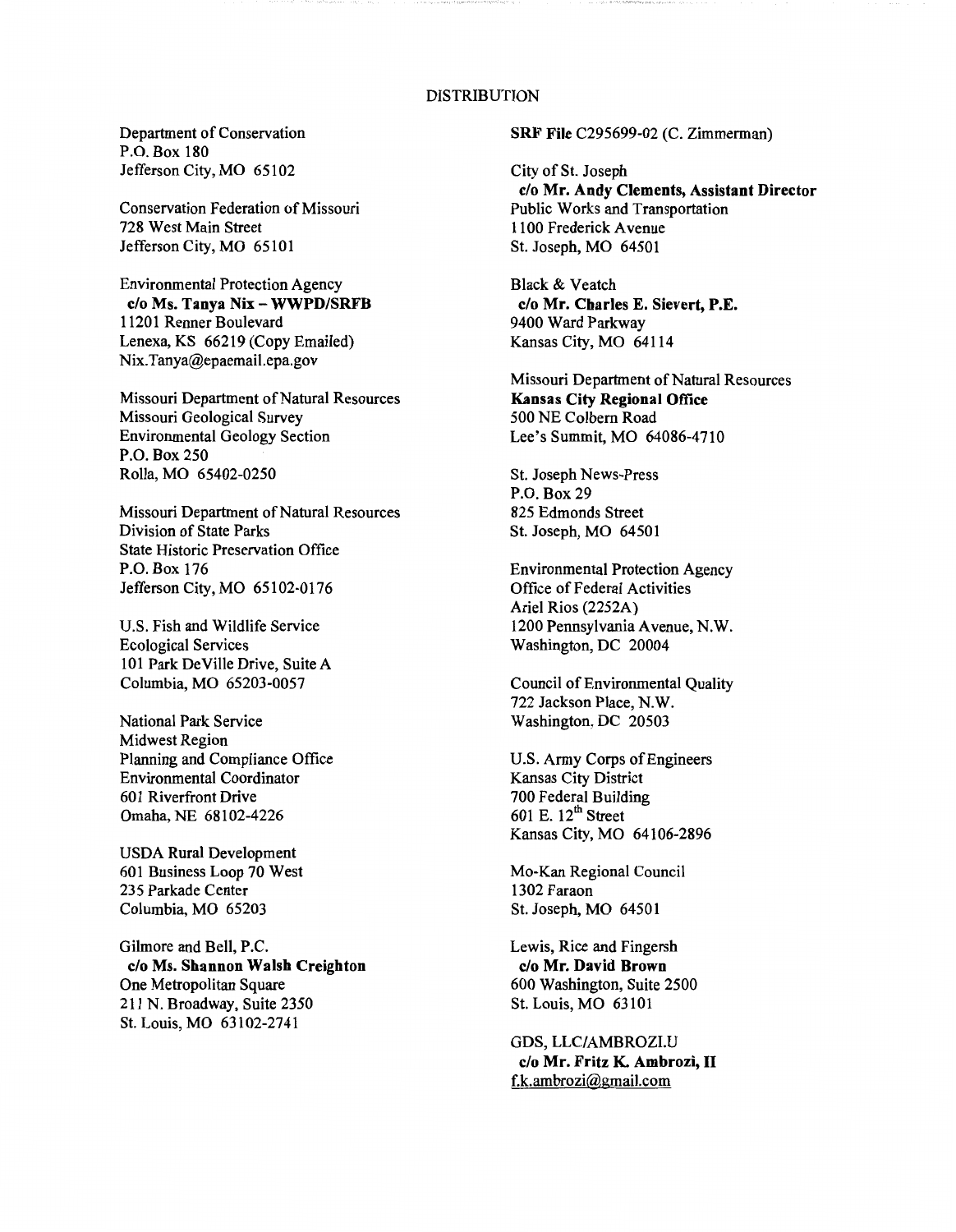## DISTRIBUTION

Department of Conservation
P.O. Box 180
Jefferson City, MO 65102

Conservation Federation of Missouri
728 West Main Street
Jefferson City, MO 65101

Environmental Protection Agency
**c/o Ms. Tanya Nix – WWPD/SRFB**
11201 Renner Boulevard
Lenexa, KS 66219 (Copy Emailed)
Nix.Tanya@epaemail.epa.gov

Missouri Department of Natural Resources
Missouri Geological Survey
Environmental Geology Section
P.O. Box 250
Rolla, MO 65402-0250

Missouri Department of Natural Resources
Division of State Parks
State Historic Preservation Office
P.O. Box 176
Jefferson City, MO 65102-0176

U.S. Fish and Wildlife Service
Ecological Services
101 Park DeVille Drive, Suite A
Columbia, MO 65203-0057

National Park Service
Midwest Region
Planning and Compliance Office
Environmental Coordinator
601 Riverfront Drive
Omaha, NE 68102-4226

USDA Rural Development
601 Business Loop 70 West
235 Parkade Center
Columbia, MO 65203

Gilmore and Bell, P.C.
**c/o Ms. Shannon Walsh Creighton**
One Metropolitan Square
211 N. Broadway, Suite 2350
St. Louis, MO 63102-2741

**SRF File** C295699-02 (C. Zimmerman)

City of St. Joseph
**c/o Mr. Andy Clements, Assistant Director**
Public Works and Transportation
1100 Frederick Avenue
St. Joseph, MO 64501

Black & Veatch
**c/o Mr. Charles E. Sievert, P.E.**
9400 Ward Parkway
Kansas City, MO 64114

Missouri Department of Natural Resources
**Kansas City Regional Office**
500 NE Colbern Road
Lee's Summit, MO 64086-4710

St. Joseph News-Press
P.O. Box 29
825 Edmonds Street
St. Joseph, MO 64501

Environmental Protection Agency
Office of Federal Activities
Ariel Rios (2252A)
1200 Pennsylvania Avenue, N.W.
Washington, DC 20004

Council of Environmental Quality
722 Jackson Place, N.W.
Washington, DC 20503

U.S. Army Corps of Engineers
Kansas City District
700 Federal Building
601 E. 12th Street
Kansas City, MO 64106-2896

Mo-Kan Regional Council
1302 Faraon
St. Joseph, MO 64501

Lewis, Rice and Fingersh
**c/o Mr. David Brown**
600 Washington, Suite 2500
St. Louis, MO 63101

GDS, LLC/AMBROZI.U
**c/o Mr. Fritz K. Ambrozi, II**
f.k.ambrozi@gmail.com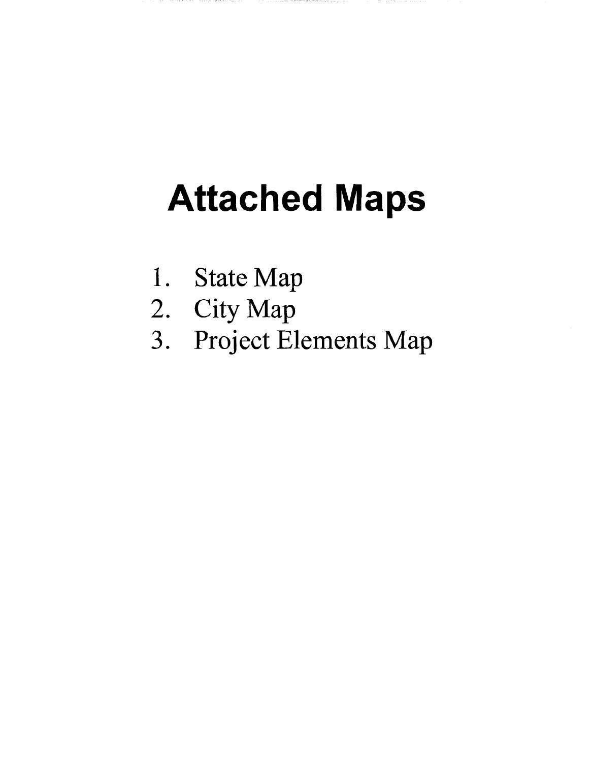# Attached Maps

1. State Map
2. City Map
3. Project Elements Map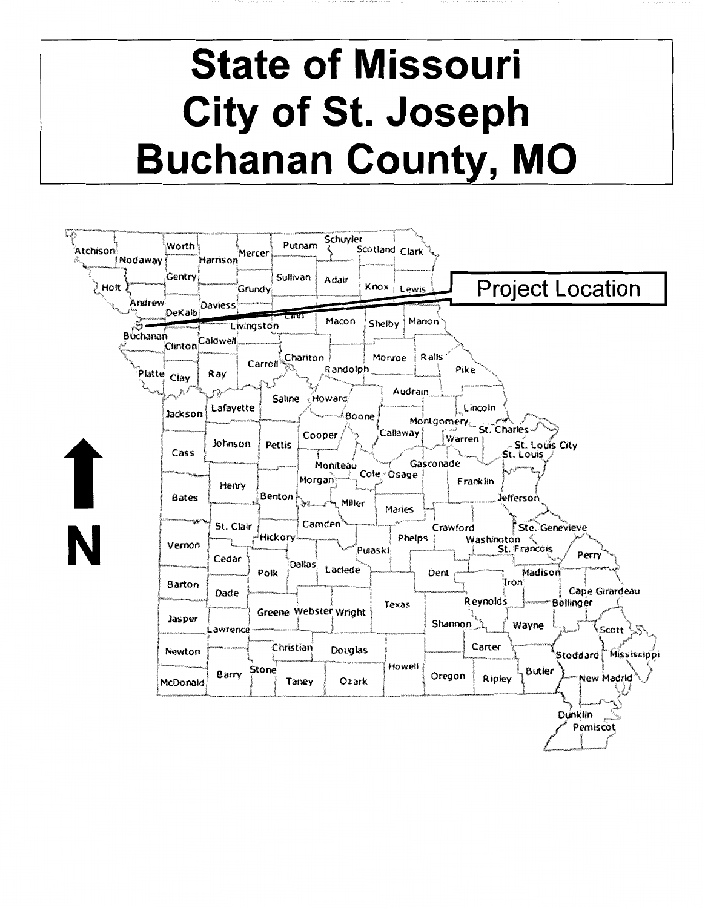# State of Missouri
# City of St. Joseph
# Buchanan County, MO

Project Location

N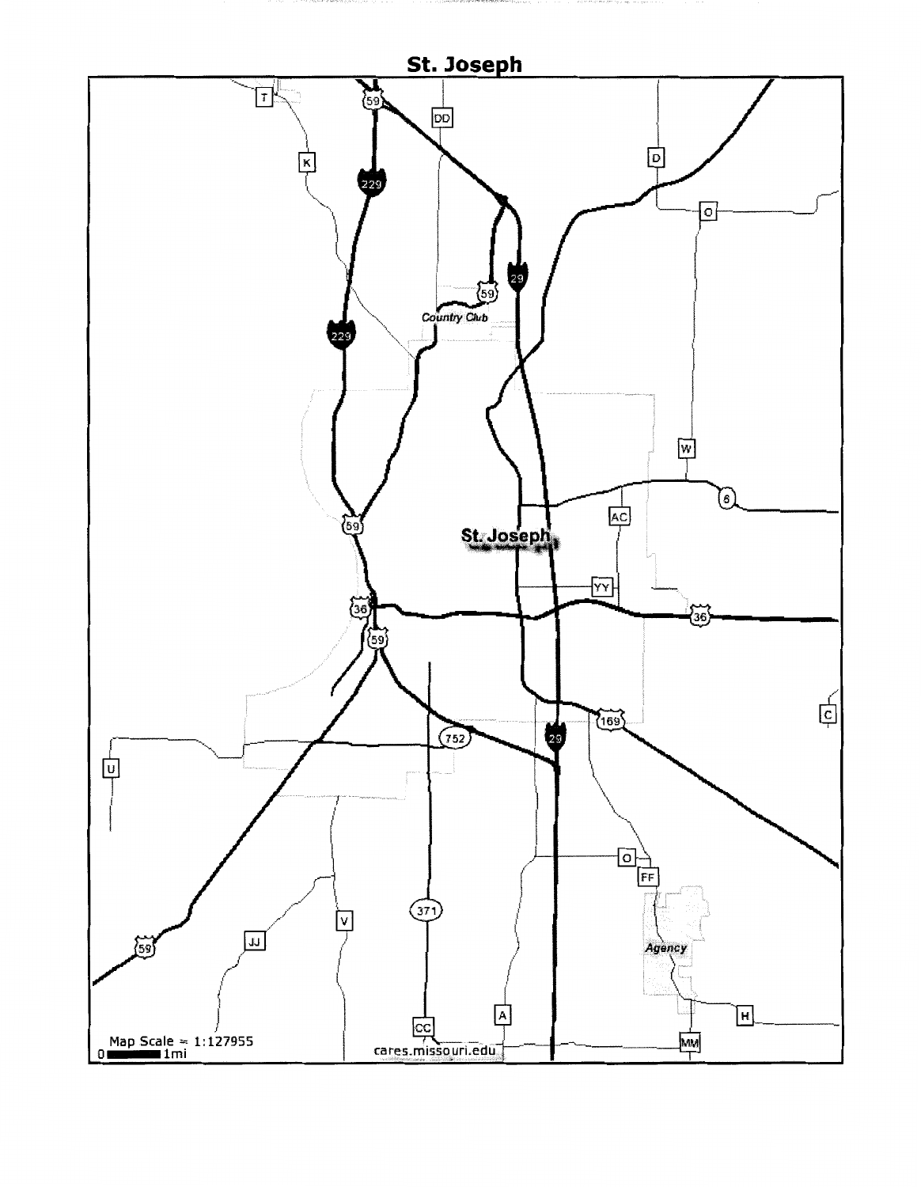# St. Joseph

Map Scale ≈ 1:127955

0 1mi

cares.missouri.edu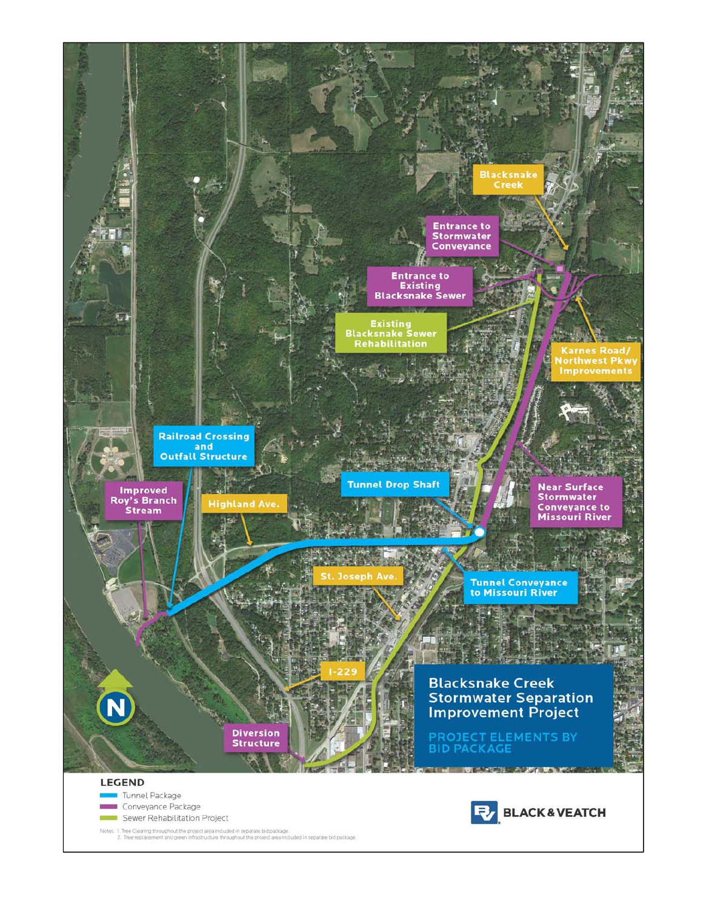# Blacksnake Creek Stormwater Separation Improvement Project

## PROJECT ELEMENTS BY BID PACKAGE

Blacksnake Creek

Entrance to Stormwater Conveyance

Entrance to Existing Blacksnake Sewer

Existing Blacksnake Sewer Rehabilitation

Karnes Road/ Northwest Pkwy Improvements

Railroad Crossing and Outfall Structure

Tunnel Drop Shaft

Improved Roy's Branch Stream

Highland Ave.

Near Surface Stormwater Conveyance to Missouri River

St. Joseph Ave.

Tunnel Conveyance to Missouri River

I-229

Diversion Structure

N

**LEGEND**

- Tunnel Package
- Conveyance Package
- Sewer Rehabilitation Project

Notes: 1. Tree Clearing throughout the project area included in separate bid package.
2. Tree replacement and green infrastructure throughout the project area included in separate bid package.

BLACK & VEATCH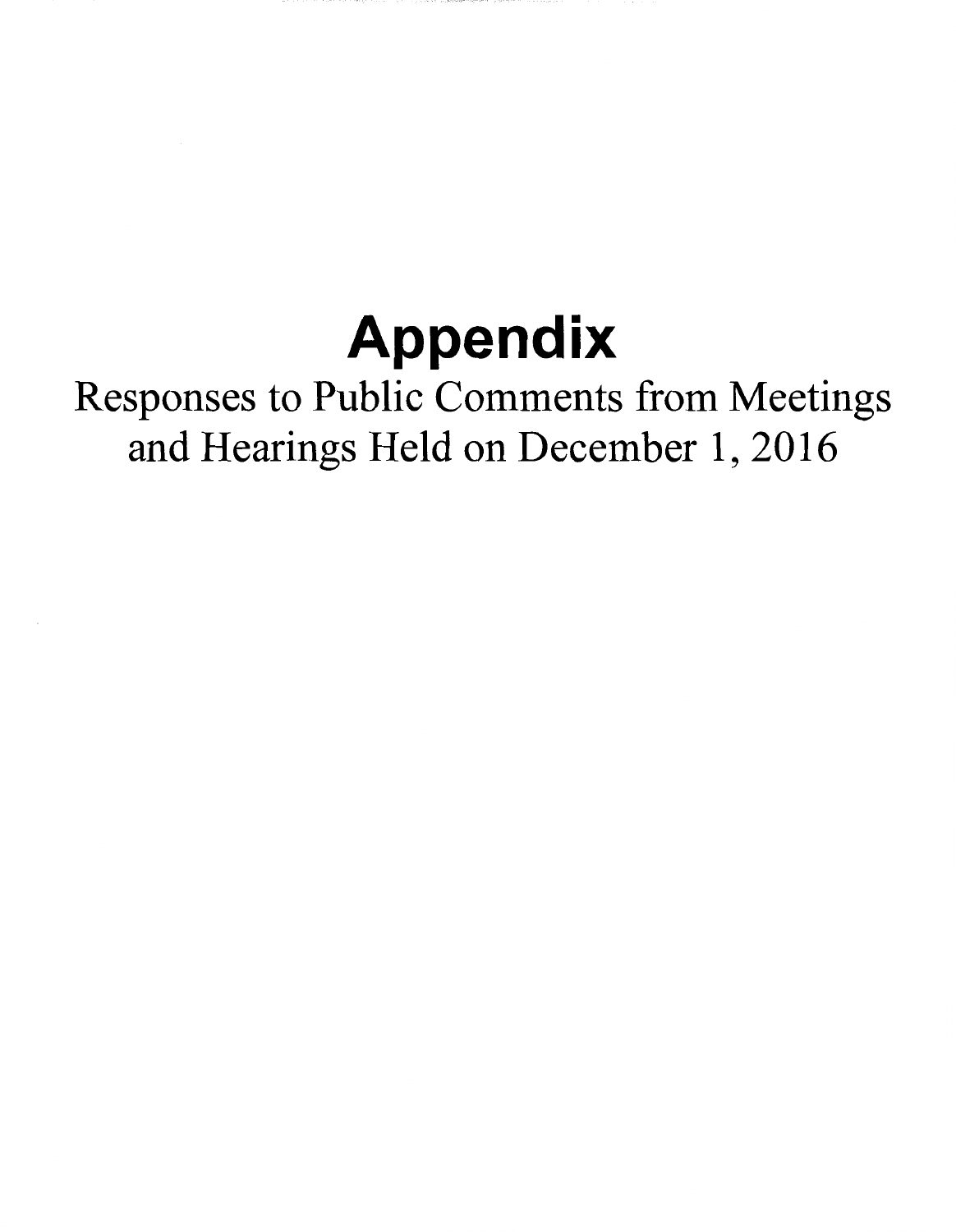# Appendix

Responses to Public Comments from Meetings and Hearings Held on December 1, 2016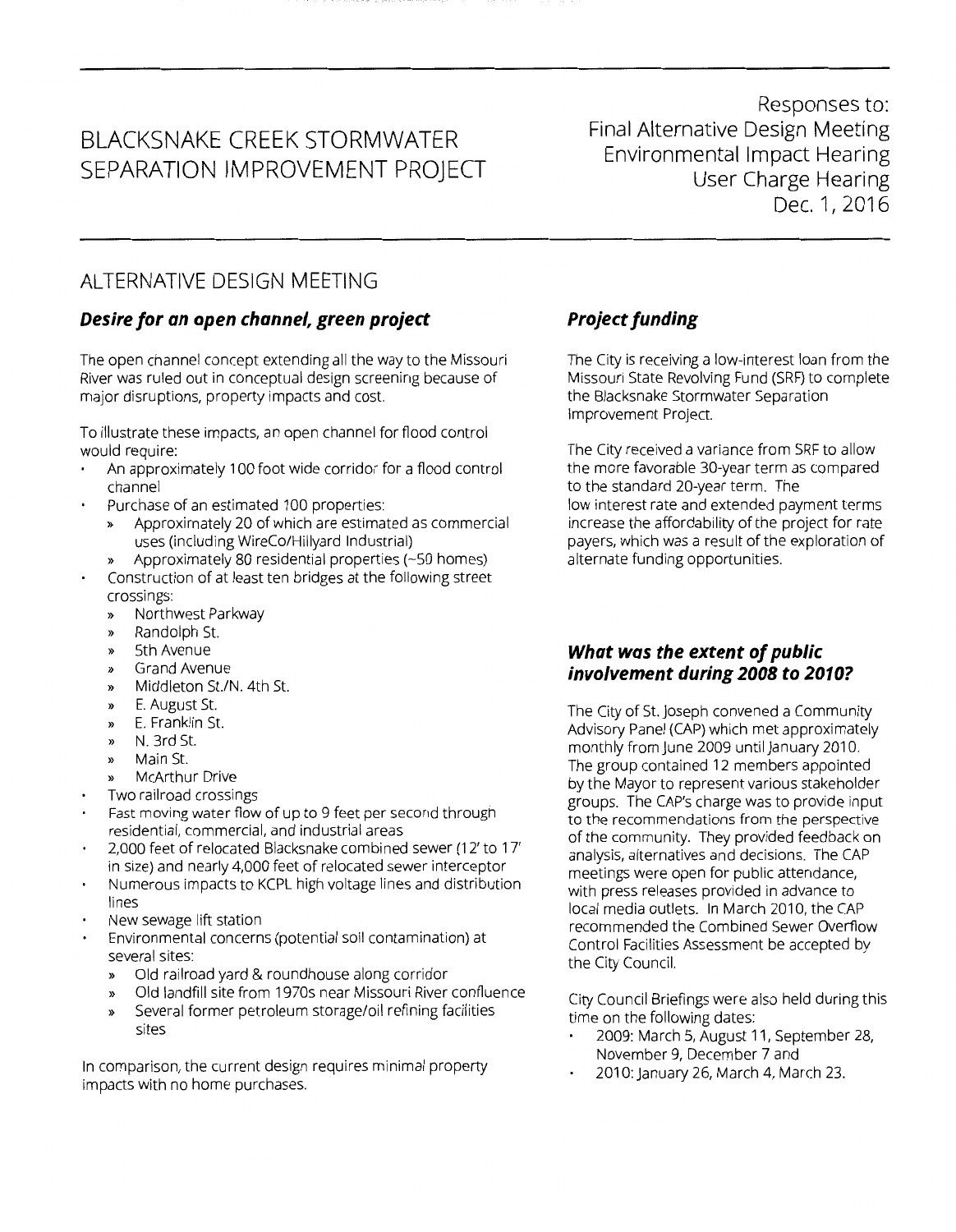# BLACKSNAKE CREEK STORMWATER SEPARATION IMPROVEMENT PROJECT

Responses to:
Final Alternative Design Meeting
Environmental Impact Hearing
User Charge Hearing
Dec. 1, 2016

## ALTERNATIVE DESIGN MEETING

### *Desire for an open channel, green project*

The open channel concept extending all the way to the Missouri River was ruled out in conceptual design screening because of major disruptions, property impacts and cost.

To illustrate these impacts, an open channel for flood control would require:

- An approximately 100 foot wide corridor for a flood control channel
- Purchase of an estimated 100 properties:
  - Approximately 20 of which are estimated as commercial uses (including WireCo/Hillyard Industrial)
  - Approximately 80 residential properties (~50 homes)
- Construction of at least ten bridges at the following street crossings:
  - Northwest Parkway
  - Randolph St.
  - 5th Avenue
  - Grand Avenue
  - Middleton St./N. 4th St.
  - E. August St.
  - E. Franklin St.
  - N. 3rd St.
  - Main St.
  - McArthur Drive
- Two railroad crossings
- Fast moving water flow of up to 9 feet per second through residential, commercial, and industrial areas
- 2,000 feet of relocated Blacksnake combined sewer (12' to 17' in size) and nearly 4,000 feet of relocated sewer interceptor
- Numerous impacts to KCPL high voltage lines and distribution lines
- New sewage lift station
- Environmental concerns (potential soil contamination) at several sites:
  - Old railroad yard & roundhouse along corridor
  - Old landfill site from 1970s near Missouri River confluence
  - Several former petroleum storage/oil refining facilities sites

In comparison, the current design requires minimal property impacts with no home purchases.

### *Project funding*

The City is receiving a low-interest loan from the Missouri State Revolving Fund (SRF) to complete the Blacksnake Stormwater Separation Improvement Project.

The City received a variance from SRF to allow the more favorable 30-year term as compared to the standard 20-year term. The low interest rate and extended payment terms increase the affordability of the project for rate payers, which was a result of the exploration of alternate funding opportunities.

### *What was the extent of public involvement during 2008 to 2010?*

The City of St. Joseph convened a Community Advisory Panel (CAP) which met approximately monthly from June 2009 until January 2010. The group contained 12 members appointed by the Mayor to represent various stakeholder groups. The CAP's charge was to provide input to the recommendations from the perspective of the community. They provided feedback on analysis, alternatives and decisions. The CAP meetings were open for public attendance, with press releases provided in advance to local media outlets. In March 2010, the CAP recommended the Combined Sewer Overflow Control Facilities Assessment be accepted by the City Council.

City Council Briefings were also held during this time on the following dates:

- 2009: March 5, August 11, September 28, November 9, December 7 and
- 2010: January 26, March 4, March 23.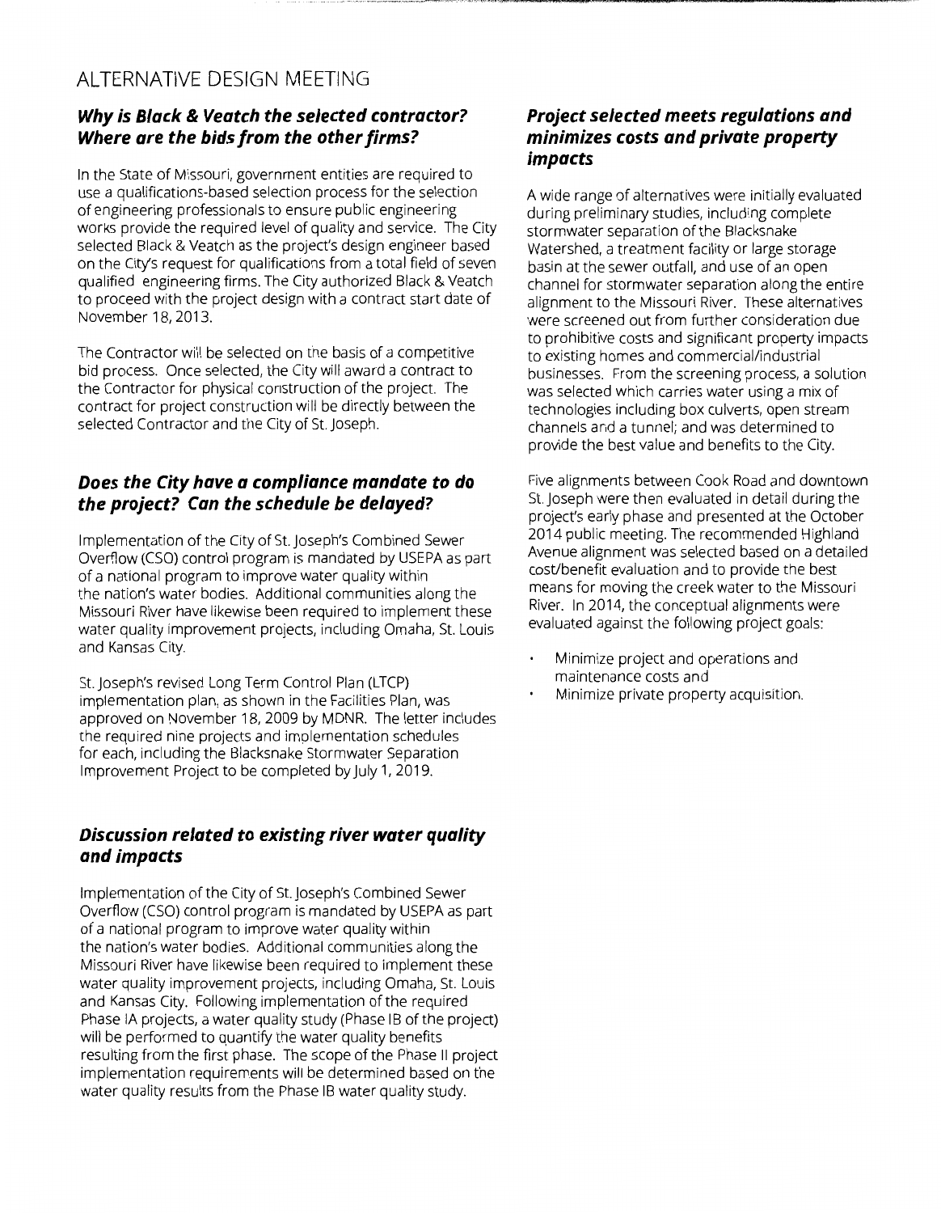# ALTERNATIVE DESIGN MEETING

### *Why is Black & Veatch the selected contractor? Where are the bids from the other firms?*

In the State of Missouri, government entities are required to use a qualifications-based selection process for the selection of engineering professionals to ensure public engineering works provide the required level of quality and service. The City selected Black & Veatch as the project's design engineer based on the City's request for qualifications from a total field of seven qualified engineering firms. The City authorized Black & Veatch to proceed with the project design with a contract start date of November 18, 2013.

The Contractor will be selected on the basis of a competitive bid process. Once selected, the City will award a contract to the Contractor for physical construction of the project. The contract for project construction will be directly between the selected Contractor and the City of St. Joseph.

### *Does the City have a compliance mandate to do the project? Can the schedule be delayed?*

Implementation of the City of St. Joseph's Combined Sewer Overflow (CSO) control program is mandated by USEPA as part of a national program to improve water quality within the nation's water bodies. Additional communities along the Missouri River have likewise been required to implement these water quality improvement projects, including Omaha, St. Louis and Kansas City.

St. Joseph's revised Long Term Control Plan (LTCP) implementation plan, as shown in the Facilities Plan, was approved on November 18, 2009 by MDNR. The letter includes the required nine projects and implementation schedules for each, including the Blacksnake Stormwater Separation Improvement Project to be completed by July 1, 2019.

### *Discussion related to existing river water quality and impacts*

Implementation of the City of St. Joseph's Combined Sewer Overflow (CSO) control program is mandated by USEPA as part of a national program to improve water quality within the nation's water bodies. Additional communities along the Missouri River have likewise been required to implement these water quality improvement projects, including Omaha, St. Louis and Kansas City. Following implementation of the required Phase IA projects, a water quality study (Phase IB of the project) will be performed to quantify the water quality benefits resulting from the first phase. The scope of the Phase II project implementation requirements will be determined based on the water quality results from the Phase IB water quality study.

### *Project selected meets regulations and minimizes costs and private property impacts*

A wide range of alternatives were initially evaluated during preliminary studies, including complete stormwater separation of the Blacksnake Watershed, a treatment facility or large storage basin at the sewer outfall, and use of an open channel for stormwater separation along the entire alignment to the Missouri River. These alternatives were screened out from further consideration due to prohibitive costs and significant property impacts to existing homes and commercial/industrial businesses. From the screening process, a solution was selected which carries water using a mix of technologies including box culverts, open stream channels and a tunnel; and was determined to provide the best value and benefits to the City.

Five alignments between Cook Road and downtown St. Joseph were then evaluated in detail during the project's early phase and presented at the October 2014 public meeting. The recommended Highland Avenue alignment was selected based on a detailed cost/benefit evaluation and to provide the best means for moving the creek water to the Missouri River. In 2014, the conceptual alignments were evaluated against the following project goals:

- Minimize project and operations and maintenance costs and
- Minimize private property acquisition.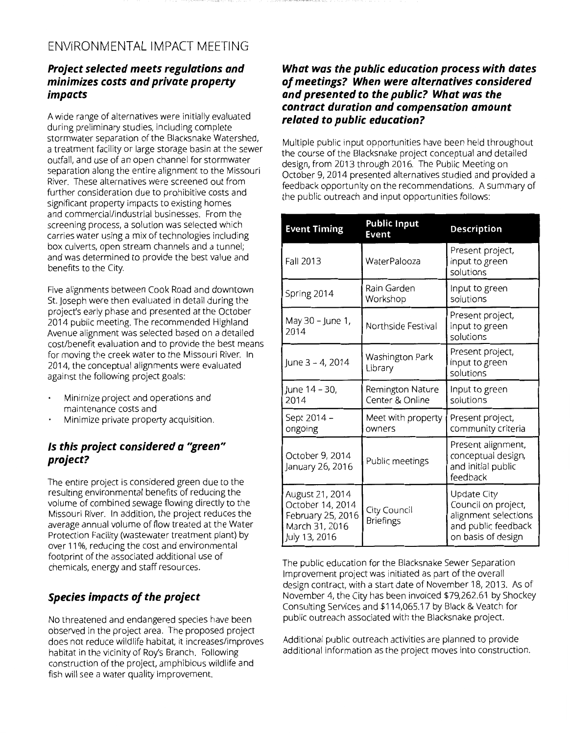# ENVIRONMENTAL IMPACT MEETING

## *Project selected meets regulations and minimizes costs and private property impacts*

A wide range of alternatives were initially evaluated during preliminary studies, including complete stormwater separation of the Blacksnake Watershed, a treatment facility or large storage basin at the sewer outfall, and use of an open channel for stormwater separation along the entire alignment to the Missouri River. These alternatives were screened out from further consideration due to prohibitive costs and significant property impacts to existing homes and commercial/industrial businesses. From the screening process, a solution was selected which carries water using a mix of technologies including box culverts, open stream channels and a tunnel; and was determined to provide the best value and benefits to the City.

Five alignments between Cook Road and downtown St. Joseph were then evaluated in detail during the project's early phase and presented at the October 2014 public meeting. The recommended Highland Avenue alignment was selected based on a detailed cost/benefit evaluation and to provide the best means for moving the creek water to the Missouri River. In 2014, the conceptual alignments were evaluated against the following project goals:

- Minimize project and operations and maintenance costs and
- Minimize private property acquisition.

## *Is this project considered a "green" project?*

The entire project is considered green due to the resulting environmental benefits of reducing the volume of combined sewage flowing directly to the Missouri River. In addition, the project reduces the average annual volume of flow treated at the Water Protection Facility (wastewater treatment plant) by over 11%, reducing the cost and environmental footprint of the associated additional use of chemicals, energy and staff resources.

## *Species impacts of the project*

No threatened and endangered species have been observed in the project area. The proposed project does not reduce wildlife habitat, it increases/improves habitat in the vicinity of Roy's Branch. Following construction of the project, amphibious wildlife and fish will see a water quality improvement.

## *What was the public education process with dates of meetings? When were alternatives considered and presented to the public? What was the contract duration and compensation amount related to public education?*

Multiple public input opportunities have been held throughout the course of the Blacksnake project conceptual and detailed design, from 2013 through 2016. The Public Meeting on October 9, 2014 presented alternatives studied and provided a feedback opportunity on the recommendations. A summary of the public outreach and input opportunities follows:

| Event Timing | Public Input Event | Description |
|---|---|---|
| Fall 2013 | WaterPalooza | Present project, input to green solutions |
| Spring 2014 | Rain Garden Workshop | Input to green solutions |
| May 30 – June 1, 2014 | Northside Festival | Present project, input to green solutions |
| June 3 – 4, 2014 | Washington Park Library | Present project, input to green solutions |
| June 14 – 30, 2014 | Remington Nature Center & Online | Input to green solutions |
| Sept 2014 – ongoing | Meet with property owners | Present project, community criteria |
| October 9, 2014<br>January 26, 2016 | Public meetings | Present alignment, conceptual design, and initial public feedback |
| August 21, 2014<br>October 14, 2014<br>February 25, 2016<br>March 31, 2016<br>July 13, 2016 | City Council Briefings | Update City Council on project, alignment selections and public feedback on basis of design |

The public education for the Blacksnake Sewer Separation Improvement project was initiated as part of the overall design contract, with a start date of November 18, 2013. As of November 4, the City has been invoiced $79,262.61 by Shockey Consulting Services and $114,065.17 by Black & Veatch for public outreach associated with the Blacksnake project.

Additional public outreach activities are planned to provide additional information as the project moves into construction.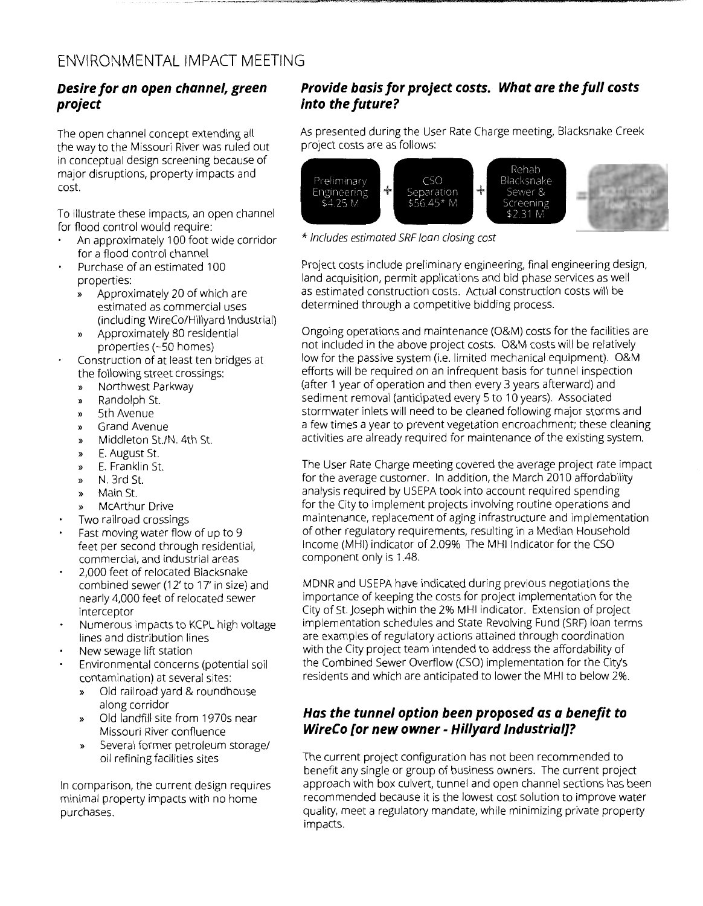# ENVIRONMENTAL IMPACT MEETING

### *Desire for an open channel, green project*

The open channel concept extending all the way to the Missouri River was ruled out in conceptual design screening because of major disruptions, property impacts and cost.

To illustrate these impacts, an open channel for flood control would require:

- An approximately 100 foot wide corridor for a flood control channel
- Purchase of an estimated 100 properties:
  - Approximately 20 of which are estimated as commercial uses (including WireCo/Hillyard Industrial)
  - Approximately 80 residential properties (~50 homes)
- Construction of at least ten bridges at the following street crossings:
  - Northwest Parkway
  - Randolph St.
  - 5th Avenue
  - Grand Avenue
  - Middleton St./N. 4th St.
  - E. August St.
  - E. Franklin St.
  - N. 3rd St.
  - Main St.
  - McArthur Drive
- Two railroad crossings
- Fast moving water flow of up to 9 feet per second through residential, commercial, and industrial areas
- 2,000 feet of relocated Blacksnake combined sewer (12' to 17' in size) and nearly 4,000 feet of relocated sewer interceptor
- Numerous impacts to KCPL high voltage lines and distribution lines
- New sewage lift station
- Environmental concerns (potential soil contamination) at several sites:
  - Old railroad yard & roundhouse along corridor
  - Old landfill site from 1970s near Missouri River confluence
  - Several former petroleum storage/ oil refining facilities sites

In comparison, the current design requires minimal property impacts with no home purchases.

### *Provide basis for project costs. What are the full costs into the future?*

As presented during the User Rate Charge meeting, Blacksnake Creek project costs are as follows:

Preliminary Engineering $4.25 M + CSO Separation $56.45* M + Rehab Blacksnake Sewer & Screening $2.31 M = Total Project Cost

*\* Includes estimated SRF loan closing cost*

Project costs include preliminary engineering, final engineering design, land acquisition, permit applications and bid phase services as well as estimated construction costs. Actual construction costs will be determined through a competitive bidding process.

Ongoing operations and maintenance (O&M) costs for the facilities are not included in the above project costs. O&M costs will be relatively low for the passive system (i.e. limited mechanical equipment). O&M efforts will be required on an infrequent basis for tunnel inspection (after 1 year of operation and then every 3 years afterward) and sediment removal (anticipated every 5 to 10 years). Associated stormwater inlets will need to be cleaned following major storms and a few times a year to prevent vegetation encroachment; these cleaning activities are already required for maintenance of the existing system.

The User Rate Charge meeting covered the average project rate impact for the average customer. In addition, the March 2010 affordability analysis required by USEPA took into account required spending for the City to implement projects involving routine operations and maintenance, replacement of aging infrastructure and implementation of other regulatory requirements, resulting in a Median Household Income (MHI) indicator of 2.09% The MHI Indicator for the CSO component only is 1.48.

MDNR and USEPA have indicated during previous negotiations the importance of keeping the costs for project implementation for the City of St. Joseph within the 2% MHI indicator. Extension of project implementation schedules and State Revolving Fund (SRF) loan terms are examples of regulatory actions attained through coordination with the City project team intended to address the affordability of the Combined Sewer Overflow (CSO) implementation for the City's residents and which are anticipated to lower the MHI to below 2%.

### *Has the tunnel option been proposed as a benefit to WireCo [or new owner - Hillyard Industrial]?*

The current project configuration has not been recommended to benefit any single or group of business owners. The current project approach with box culvert, tunnel and open channel sections has been recommended because it is the lowest cost solution to improve water quality, meet a regulatory mandate, while minimizing private property impacts.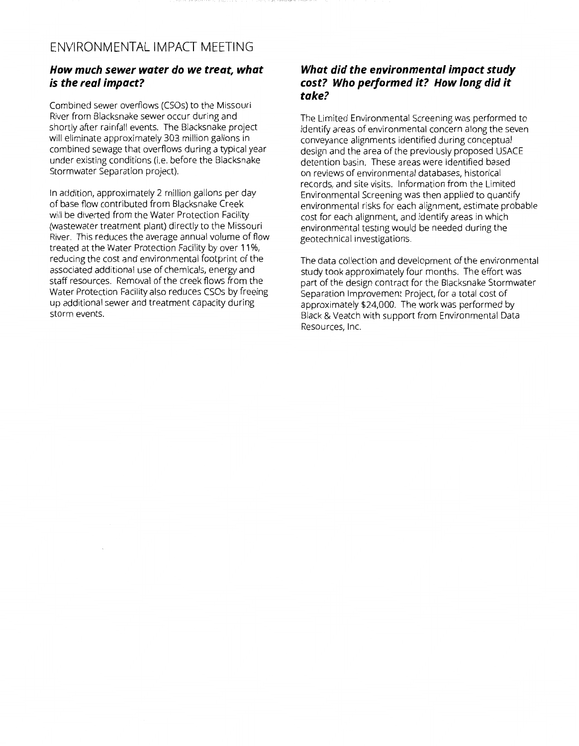# ENVIRONMENTAL IMPACT MEETING

### *How much sewer water do we treat, what is the real impact?*

Combined sewer overflows (CSOs) to the Missouri River from Blacksnake sewer occur during and shortly after rainfall events. The Blacksnake project will eliminate approximately 303 million gallons in combined sewage that overflows during a typical year under existing conditions (i.e. before the Blacksnake Stormwater Separation project).

In addition, approximately 2 million gallons per day of base flow contributed from Blacksnake Creek will be diverted from the Water Protection Facility (wastewater treatment plant) directly to the Missouri River. This reduces the average annual volume of flow treated at the Water Protection Facility by over 11%, reducing the cost and environmental footprint of the associated additional use of chemicals, energy and staff resources. Removal of the creek flows from the Water Protection Facility also reduces CSOs by freeing up additional sewer and treatment capacity during storm events.

### *What did the environmental impact study cost? Who performed it? How long did it take?*

The Limited Environmental Screening was performed to identify areas of environmental concern along the seven conveyance alignments identified during conceptual design and the area of the previously proposed USACE detention basin. These areas were identified based on reviews of environmental databases, historical records, and site visits. Information from the Limited Environmental Screening was then applied to quantify environmental risks for each alignment, estimate probable cost for each alignment, and identify areas in which environmental testing would be needed during the geotechnical investigations.

The data collection and development of the environmental study took approximately four months. The effort was part of the design contract for the Blacksnake Stormwater Separation Improvement Project, for a total cost of approximately $24,000. The work was performed by Black & Veatch with support from Environmental Data Resources, Inc.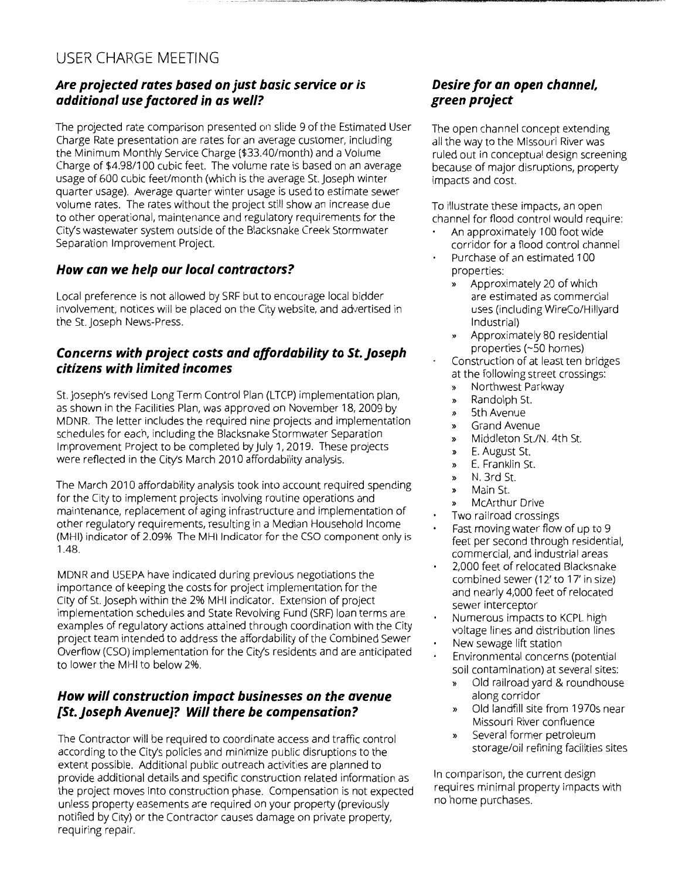# USER CHARGE MEETING

## *Are projected rates based on just basic service or is additional use factored in as well?*

The projected rate comparison presented on slide 9 of the Estimated User Charge Rate presentation are rates for an average customer, including the Minimum Monthly Service Charge ($33.40/month) and a Volume Charge of $4.98/100 cubic feet. The volume rate is based on an average usage of 600 cubic feet/month (which is the average St. Joseph winter quarter usage). Average quarter winter usage is used to estimate sewer volume rates. The rates without the project still show an increase due to other operational, maintenance and regulatory requirements for the City's wastewater system outside of the Blacksnake Creek Stormwater Separation Improvement Project.

## *How can we help our local contractors?*

Local preference is not allowed by SRF but to encourage local bidder involvement, notices will be placed on the City website, and advertised in the St. Joseph News-Press.

## *Concerns with project costs and affordability to St. Joseph citizens with limited incomes*

St. Joseph's revised Long Term Control Plan (LTCP) implementation plan, as shown in the Facilities Plan, was approved on November 18, 2009 by MDNR. The letter includes the required nine projects and implementation schedules for each, including the Blacksnake Stormwater Separation Improvement Project to be completed by July 1, 2019. These projects were reflected in the City's March 2010 affordability analysis.

The March 2010 affordability analysis took into account required spending for the City to implement projects involving routine operations and maintenance, replacement of aging infrastructure and implementation of other regulatory requirements, resulting in a Median Household Income (MHI) indicator of 2.09% The MHI Indicator for the CSO component only is 1.48.

MDNR and USEPA have indicated during previous negotiations the importance of keeping the costs for project implementation for the City of St. Joseph within the 2% MHI indicator. Extension of project implementation schedules and State Revolving Fund (SRF) loan terms are examples of regulatory actions attained through coordination with the City project team intended to address the affordability of the Combined Sewer Overflow (CSO) implementation for the City's residents and are anticipated to lower the MHI to below 2%.

## *How will construction impact businesses on the avenue [St. Joseph Avenue]? Will there be compensation?*

The Contractor will be required to coordinate access and traffic control according to the City's policies and minimize public disruptions to the extent possible. Additional public outreach activities are planned to provide additional details and specific construction related information as the project moves into construction phase. Compensation is not expected unless property easements are required on your property (previously notified by City) or the Contractor causes damage on private property, requiring repair.

## *Desire for an open channel, green project*

The open channel concept extending all the way to the Missouri River was ruled out in conceptual design screening because of major disruptions, property impacts and cost.

To illustrate these impacts, an open channel for flood control would require:

- An approximately 100 foot wide corridor for a flood control channel
- Purchase of an estimated 100 properties:
  - Approximately 20 of which are estimated as commercial uses (including WireCo/Hillyard Industrial)
  - Approximately 80 residential properties (~50 homes)
- Construction of at least ten bridges at the following street crossings:
  - Northwest Parkway
  - Randolph St.
  - 5th Avenue
  - Grand Avenue
  - Middleton St./N. 4th St.
  - E. August St.
  - E. Franklin St.
  - N. 3rd St.
  - Main St.
  - McArthur Drive
- Two railroad crossings
- Fast moving water flow of up to 9 feet per second through residential, commercial, and industrial areas
- 2,000 feet of relocated Blacksnake combined sewer (12' to 17' in size) and nearly 4,000 feet of relocated sewer interceptor
- Numerous impacts to KCPL high voltage lines and distribution lines
- New sewage lift station
- Environmental concerns (potential soil contamination) at several sites:
  - Old railroad yard & roundhouse along corridor
  - Old landfill site from 1970s near Missouri River confluence
  - Several former petroleum storage/oil refining facilities sites

In comparison, the current design requires minimal property impacts with no home purchases.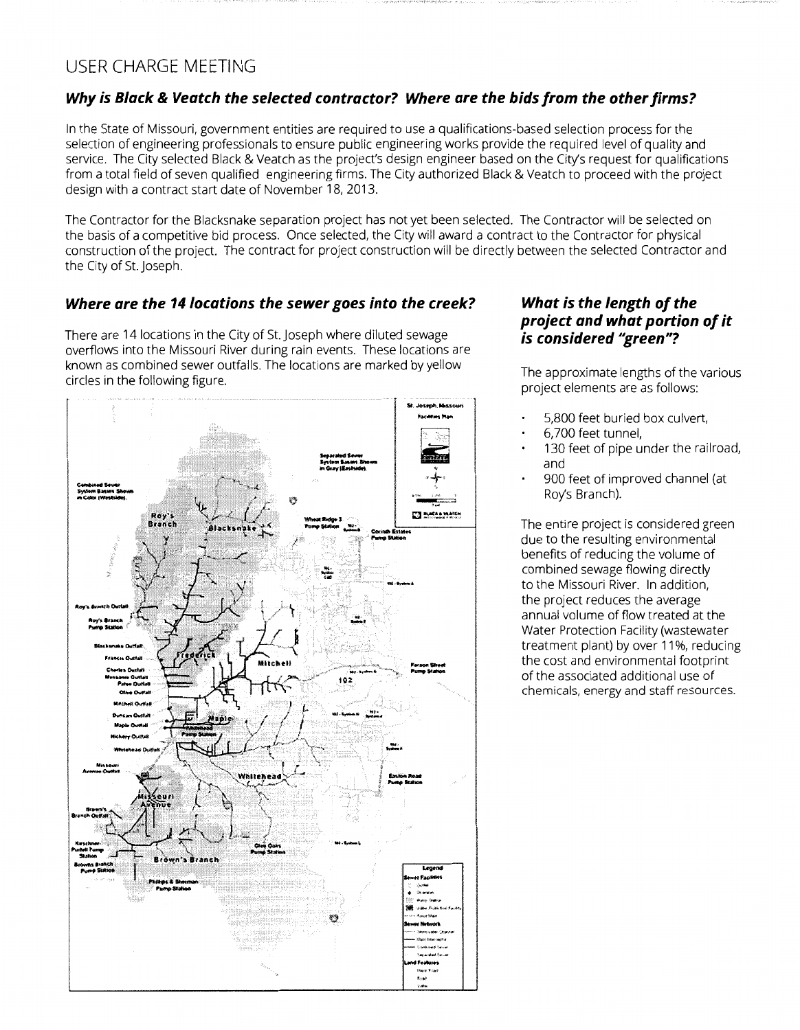# USER CHARGE MEETING

## *Why is Black & Veatch the selected contractor? Where are the bids from the other firms?*

In the State of Missouri, government entities are required to use a qualifications-based selection process for the selection of engineering professionals to ensure public engineering works provide the required level of quality and service. The City selected Black & Veatch as the project's design engineer based on the City's request for qualifications from a total field of seven qualified engineering firms. The City authorized Black & Veatch to proceed with the project design with a contract start date of November 18, 2013.

The Contractor for the Blacksnake separation project has not yet been selected. The Contractor will be selected on the basis of a competitive bid process. Once selected, the City will award a contract to the Contractor for physical construction of the project. The contract for project construction will be directly between the selected Contractor and the City of St. Joseph.

## *Where are the 14 locations the sewer goes into the creek?*

There are 14 locations in the City of St. Joseph where diluted sewage overflows into the Missouri River during rain events. These locations are known as combined sewer outfalls. The locations are marked by yellow circles in the following figure.

St. Joseph, Missouri
Facilities Plan

Separated Sewer System Basins Shown in Gray (Eastside)

Combined Sewer System Basins Shown in Color (Westside)

Roy's Branch
Blacksnake
Frederick
Mitchell
Maple
Whitehead
Missouri Avenue
Brown's Branch
102

Roy's Branch Outfall
Roy's Branch Pump Station
Blacksnake Outfall
Francis Outfall
Charles Outfall
Messanie Outfall
Patee Outfall
Olive Outfall
Mitchell Outfall
Duncan Outfall
Maple Outfall
Hickory Outfall
Whitehead Outfall
Missouri Avenue Outfall
Brown's Branch Outfall
Kirschner-Pudlett Pump Station
Browns Branch Pump Station
Phillips & Sherman Pump Station
Whitehead Pump Station
Wheat Ridge 3 Pump Station
Corinth Estates Pump Station
Faraon Street Pump Station
Easton Road Pump Station
Oak Oaks Pump Station

Legend
Sewer Facilities
Sewer Network
Land Features

## *What is the length of the project and what portion of it is considered "green"?*

The approximate lengths of the various project elements are as follows:

- 5,800 feet buried box culvert,
- 6,700 feet tunnel,
- 130 feet of pipe under the railroad, and
- 900 feet of improved channel (at Roy's Branch).

The entire project is considered green due to the resulting environmental benefits of reducing the volume of combined sewage flowing directly to the Missouri River. In addition, the project reduces the average annual volume of flow treated at the Water Protection Facility (wastewater treatment plant) by over 11%, reducing the cost and environmental footprint of the associated additional use of chemicals, energy and staff resources.